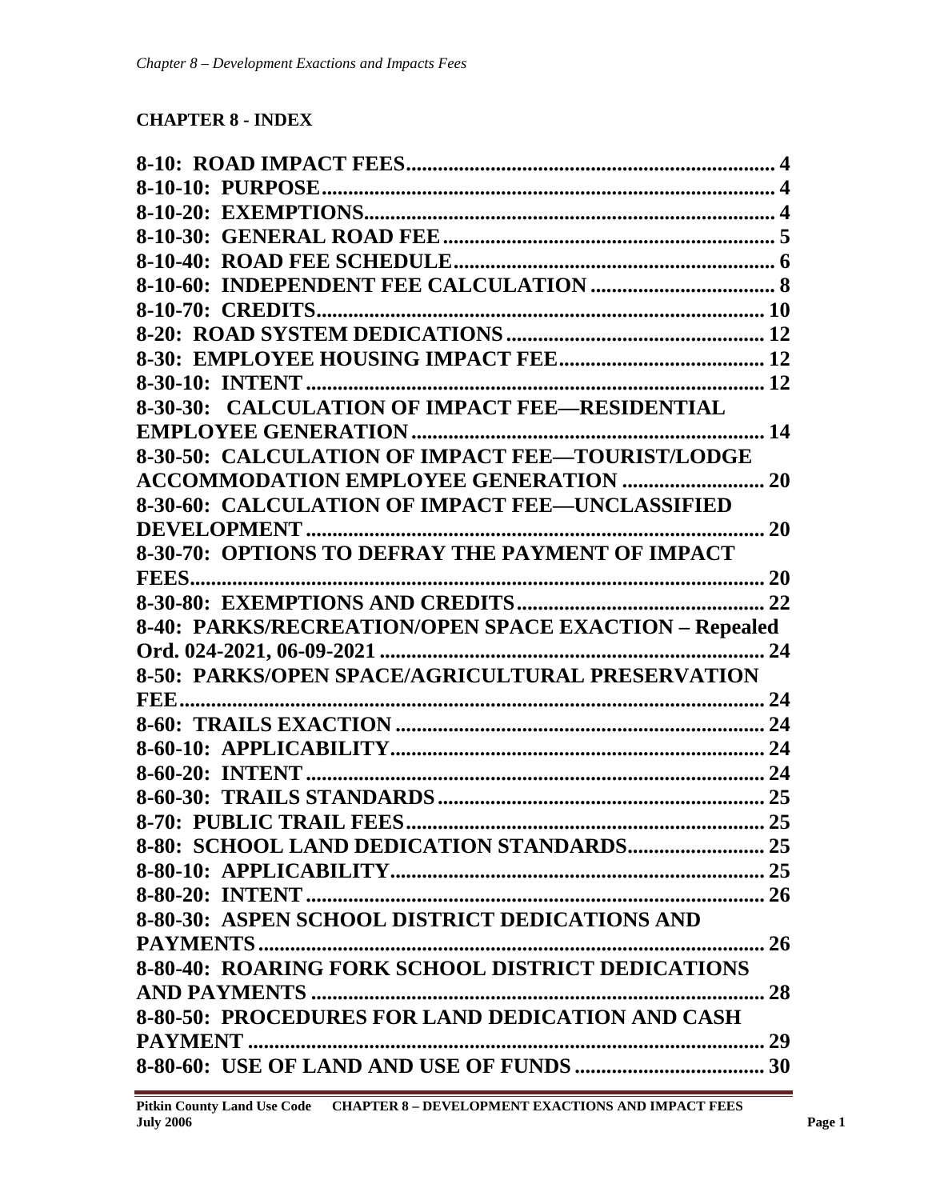## CHAPTER 8 - INDEX

| Section | Page |
|---|---|
| **8-10: ROAD IMPACT FEES** | 4 |
| **8-10-10: PURPOSE** | 4 |
| **8-10-20: EXEMPTIONS** | 4 |
| **8-10-30: GENERAL ROAD FEE** | 5 |
| **8-10-40: ROAD FEE SCHEDULE** | 6 |
| **8-10-60: INDEPENDENT FEE CALCULATION** | 8 |
| **8-10-70: CREDITS** | 10 |
| **8-20: ROAD SYSTEM DEDICATIONS** | 12 |
| **8-30: EMPLOYEE HOUSING IMPACT FEE** | 12 |
| **8-30-10: INTENT** | 12 |
| **8-30-30: CALCULATION OF IMPACT FEE—RESIDENTIAL EMPLOYEE GENERATION** | 14 |
| **8-30-50: CALCULATION OF IMPACT FEE—TOURIST/LODGE ACCOMMODATION EMPLOYEE GENERATION** | 20 |
| **8-30-60: CALCULATION OF IMPACT FEE—UNCLASSIFIED DEVELOPMENT** | 20 |
| **8-30-70: OPTIONS TO DEFRAY THE PAYMENT OF IMPACT FEES** | 20 |
| **8-30-80: EXEMPTIONS AND CREDITS** | 22 |
| **8-40: PARKS/RECREATION/OPEN SPACE EXACTION – Repealed Ord. 024-2021, 06-09-2021** | 24 |
| **8-50: PARKS/OPEN SPACE/AGRICULTURAL PRESERVATION FEE** | 24 |
| **8-60: TRAILS EXACTION** | 24 |
| **8-60-10: APPLICABILITY** | 24 |
| **8-60-20: INTENT** | 24 |
| **8-60-30: TRAILS STANDARDS** | 25 |
| **8-70: PUBLIC TRAIL FEES** | 25 |
| **8-80: SCHOOL LAND DEDICATION STANDARDS** | 25 |
| **8-80-10: APPLICABILITY** | 25 |
| **8-80-20: INTENT** | 26 |
| **8-80-30: ASPEN SCHOOL DISTRICT DEDICATIONS AND PAYMENTS** | 26 |
| **8-80-40: ROARING FORK SCHOOL DISTRICT DEDICATIONS AND PAYMENTS** | 28 |
| **8-80-50: PROCEDURES FOR LAND DEDICATION AND CASH PAYMENT** | 29 |
| **8-80-60: USE OF LAND AND USE OF FUNDS** | 30 |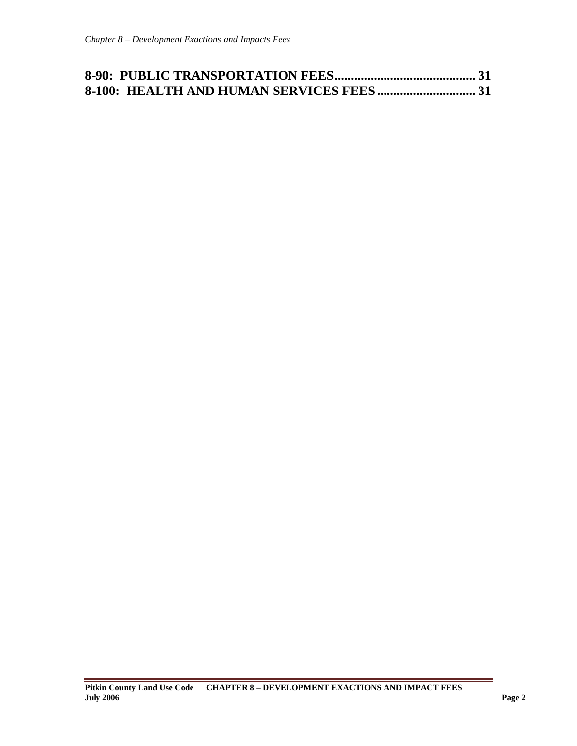**8-90: PUBLIC TRANSPORTATION FEES.......................................... 31**
**8-100: HEALTH AND HUMAN SERVICES FEES............................. 31**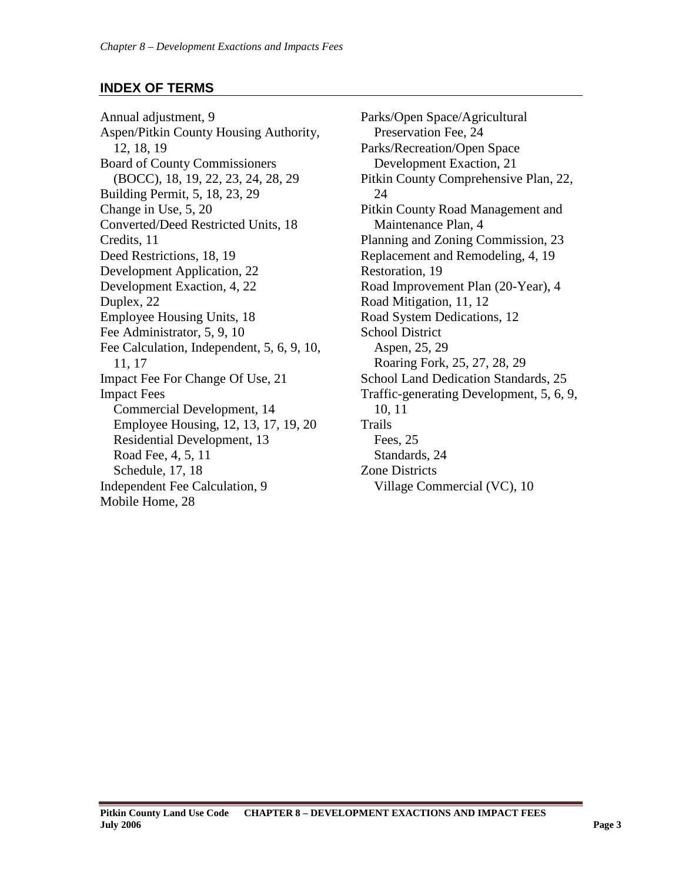## INDEX OF TERMS

Annual adjustment, 9
Aspen/Pitkin County Housing Authority, 12, 18, 19
Board of County Commissioners (BOCC), 18, 19, 22, 23, 24, 28, 29
Building Permit, 5, 18, 23, 29
Change in Use, 5, 20
Converted/Deed Restricted Units, 18
Credits, 11
Deed Restrictions, 18, 19
Development Application, 22
Development Exaction, 4, 22
Duplex, 22
Employee Housing Units, 18
Fee Administrator, 5, 9, 10
Fee Calculation, Independent, 5, 6, 9, 10, 11, 17
Impact Fee For Change Of Use, 21
Impact Fees
- Commercial Development, 14
- Employee Housing, 12, 13, 17, 19, 20
- Residential Development, 13
- Road Fee, 4, 5, 11
- Schedule, 17, 18

Independent Fee Calculation, 9
Mobile Home, 28
Parks/Open Space/Agricultural Preservation Fee, 24
Parks/Recreation/Open Space Development Exaction, 21
Pitkin County Comprehensive Plan, 22, 24
Pitkin County Road Management and Maintenance Plan, 4
Planning and Zoning Commission, 23
Replacement and Remodeling, 4, 19
Restoration, 19
Road Improvement Plan (20-Year), 4
Road Mitigation, 11, 12
Road System Dedications, 12
School District
- Aspen, 25, 29
- Roaring Fork, 25, 27, 28, 29

School Land Dedication Standards, 25
Traffic-generating Development, 5, 6, 9, 10, 11
Trails
- Fees, 25
- Standards, 24

Zone Districts
- Village Commercial (VC), 10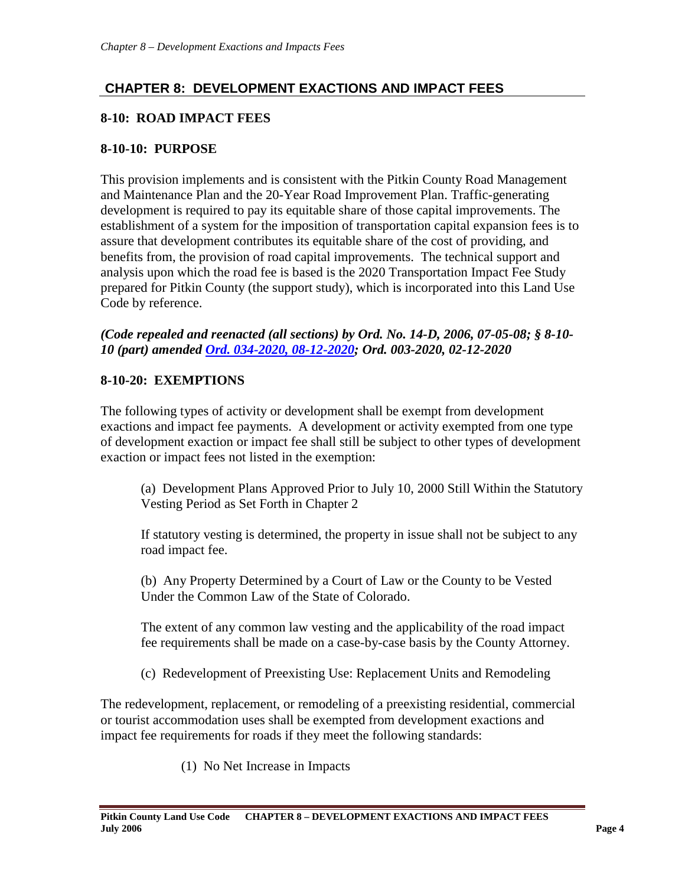## CHAPTER 8: DEVELOPMENT EXACTIONS AND IMPACT FEES

### 8-10: ROAD IMPACT FEES

### 8-10-10: PURPOSE

This provision implements and is consistent with the Pitkin County Road Management and Maintenance Plan and the 20-Year Road Improvement Plan. Traffic-generating development is required to pay its equitable share of those capital improvements. The establishment of a system for the imposition of transportation capital expansion fees is to assure that development contributes its equitable share of the cost of providing, and benefits from, the provision of road capital improvements. The technical support and analysis upon which the road fee is based is the 2020 Transportation Impact Fee Study prepared for Pitkin County (the support study), which is incorporated into this Land Use Code by reference.

***(Code repealed and reenacted (all sections) by Ord. No. 14-D, 2006, 07-05-08; § 8-10-10 (part) amended Ord. 034-2020, 08-12-2020; Ord. 003-2020, 02-12-2020***

### 8-10-20: EXEMPTIONS

The following types of activity or development shall be exempt from development exactions and impact fee payments. A development or activity exempted from one type of development exaction or impact fee shall still be subject to other types of development exaction or impact fees not listed in the exemption:

(a) Development Plans Approved Prior to July 10, 2000 Still Within the Statutory Vesting Period as Set Forth in Chapter 2

If statutory vesting is determined, the property in issue shall not be subject to any road impact fee.

(b) Any Property Determined by a Court of Law or the County to be Vested Under the Common Law of the State of Colorado.

The extent of any common law vesting and the applicability of the road impact fee requirements shall be made on a case-by-case basis by the County Attorney.

(c) Redevelopment of Preexisting Use: Replacement Units and Remodeling

The redevelopment, replacement, or remodeling of a preexisting residential, commercial or tourist accommodation uses shall be exempted from development exactions and impact fee requirements for roads if they meet the following standards:

(1) No Net Increase in Impacts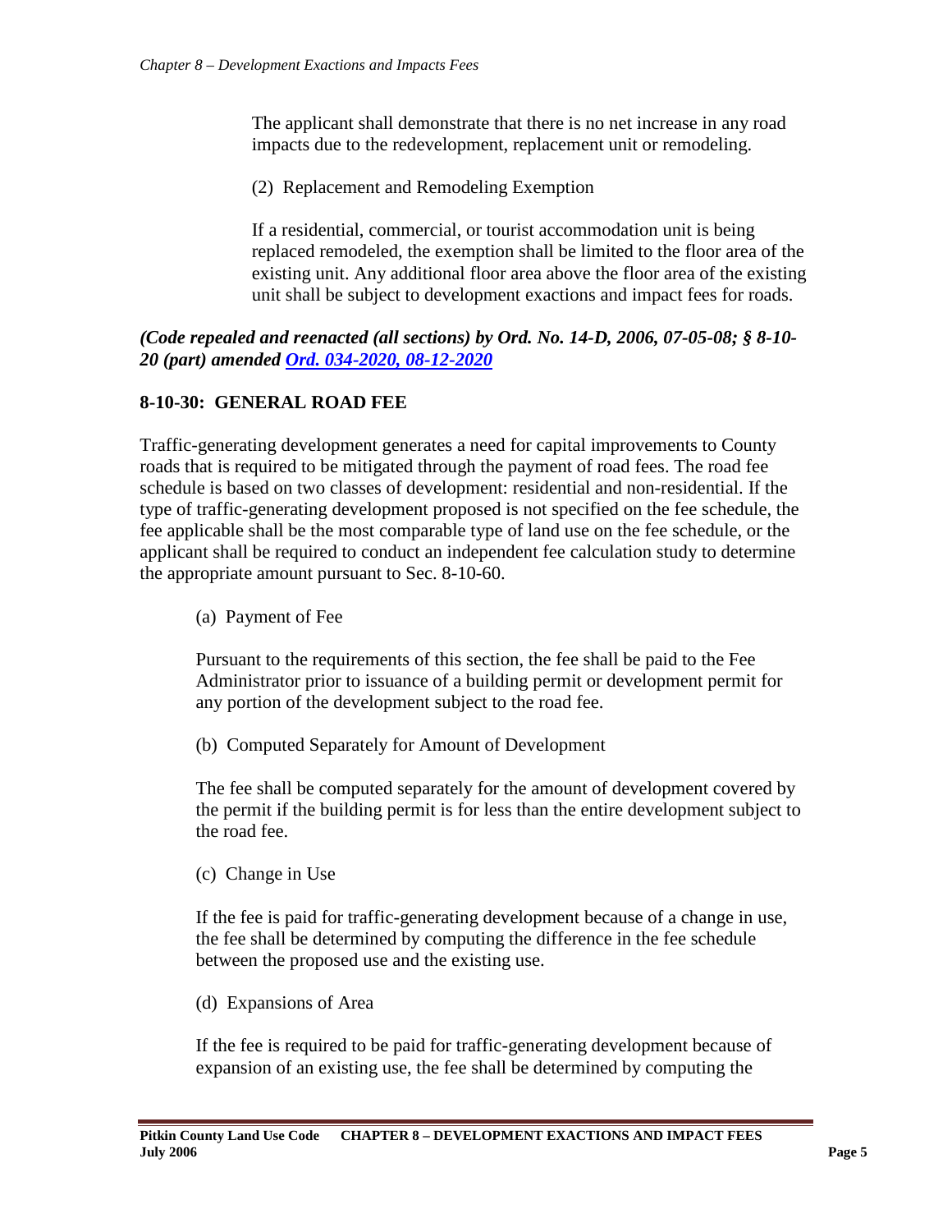The applicant shall demonstrate that there is no net increase in any road impacts due to the redevelopment, replacement unit or remodeling.

(2) Replacement and Remodeling Exemption

If a residential, commercial, or tourist accommodation unit is being replaced remodeled, the exemption shall be limited to the floor area of the existing unit. Any additional floor area above the floor area of the existing unit shall be subject to development exactions and impact fees for roads.

***(Code repealed and reenacted (all sections) by Ord. No. 14-D, 2006, 07-05-08; § 8-10-20 (part) amended [Ord. 034-2020, 08-12-2020]()***

## 8-10-30: GENERAL ROAD FEE

Traffic-generating development generates a need for capital improvements to County roads that is required to be mitigated through the payment of road fees. The road fee schedule is based on two classes of development: residential and non-residential. If the type of traffic-generating development proposed is not specified on the fee schedule, the fee applicable shall be the most comparable type of land use on the fee schedule, or the applicant shall be required to conduct an independent fee calculation study to determine the appropriate amount pursuant to Sec. 8-10-60.

(a) Payment of Fee

Pursuant to the requirements of this section, the fee shall be paid to the Fee Administrator prior to issuance of a building permit or development permit for any portion of the development subject to the road fee.

(b) Computed Separately for Amount of Development

The fee shall be computed separately for the amount of development covered by the permit if the building permit is for less than the entire development subject to the road fee.

(c) Change in Use

If the fee is paid for traffic-generating development because of a change in use, the fee shall be determined by computing the difference in the fee schedule between the proposed use and the existing use.

(d) Expansions of Area

If the fee is required to be paid for traffic-generating development because of expansion of an existing use, the fee shall be determined by computing the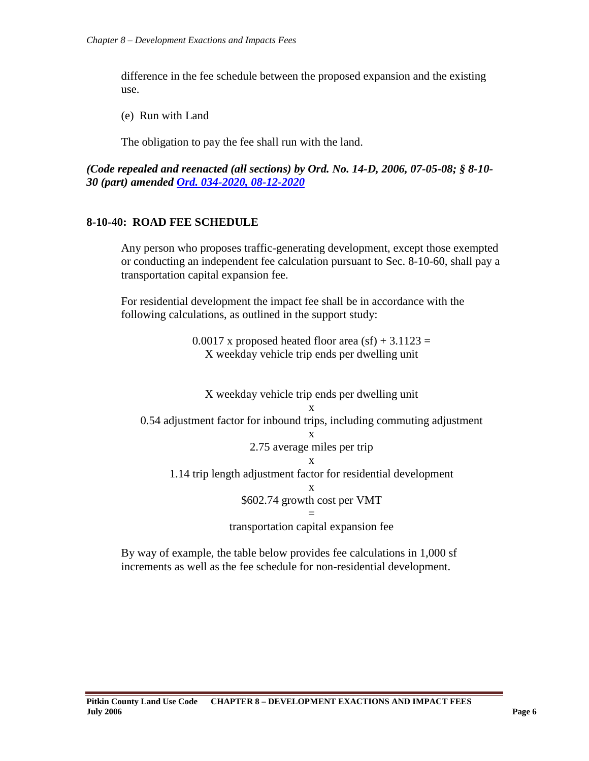difference in the fee schedule between the proposed expansion and the existing use.

(e) Run with Land

The obligation to pay the fee shall run with the land.

***(Code repealed and reenacted (all sections) by Ord. No. 14-D, 2006, 07-05-08; § 8-10-30 (part) amended [Ord. 034-2020, 08-12-2020]()***

### 8-10-40: ROAD FEE SCHEDULE

Any person who proposes traffic-generating development, except those exempted or conducting an independent fee calculation pursuant to Sec. 8-10-60, shall pay a transportation capital expansion fee.

For residential development the impact fee shall be in accordance with the following calculations, as outlined in the support study:

0.0017 x proposed heated floor area (sf) + 3.1123 =
X weekday vehicle trip ends per dwelling unit

X weekday vehicle trip ends per dwelling unit
x
0.54 adjustment factor for inbound trips, including commuting adjustment
x
2.75 average miles per trip
x
1.14 trip length adjustment factor for residential development
x
$602.74 growth cost per VMT
=
transportation capital expansion fee

By way of example, the table below provides fee calculations in 1,000 sf increments as well as the fee schedule for non-residential development.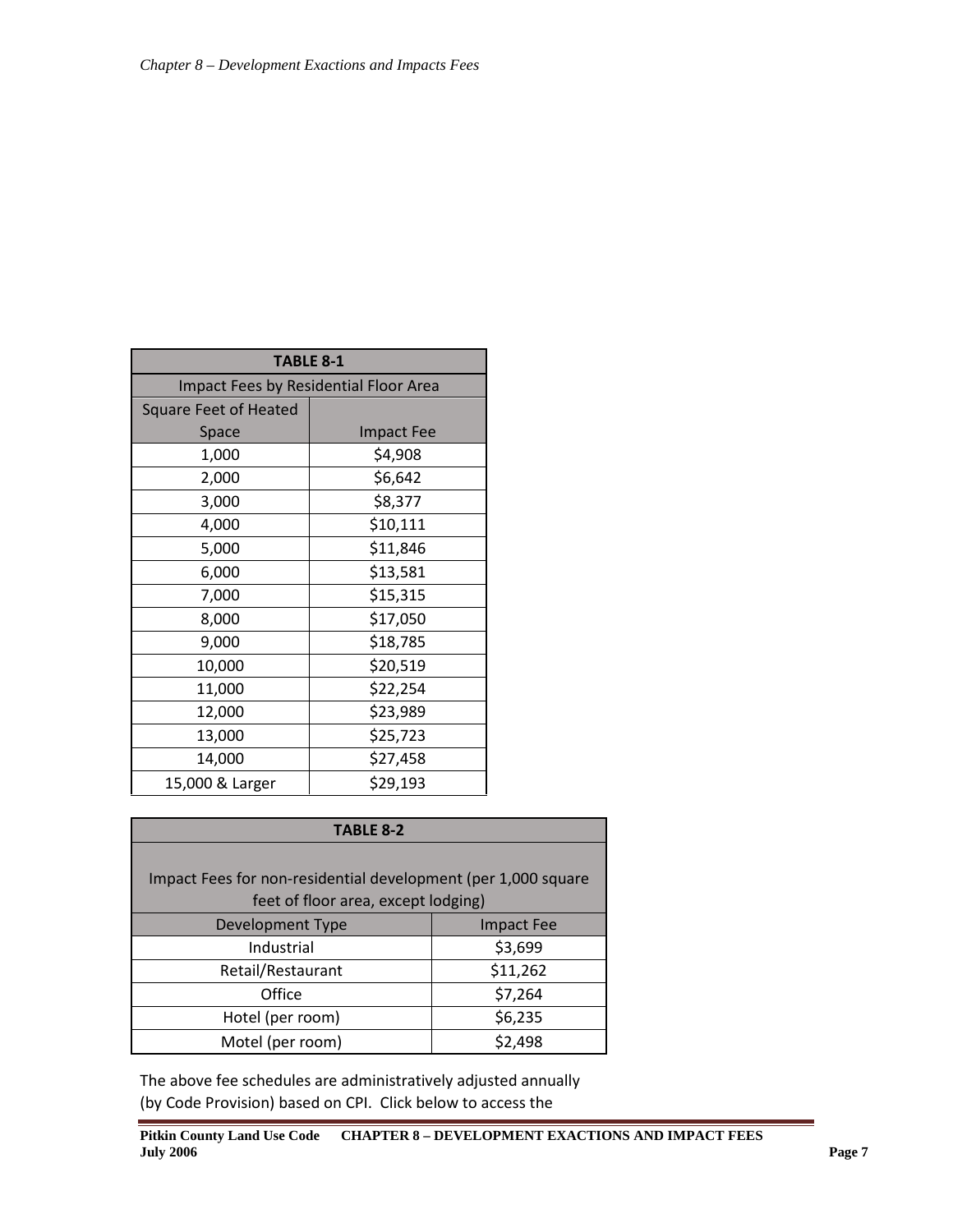| TABLE 8-1 | |
|---|---|
| Impact Fees by Residential Floor Area | |
| Square Feet of Heated Space | Impact Fee |
| 1,000 | $4,908 |
| 2,000 | $6,642 |
| 3,000 | $8,377 |
| 4,000 | $10,111 |
| 5,000 | $11,846 |
| 6,000 | $13,581 |
| 7,000 | $15,315 |
| 8,000 | $17,050 |
| 9,000 | $18,785 |
| 10,000 | $20,519 |
| 11,000 | $22,254 |
| 12,000 | $23,989 |
| 13,000 | $25,723 |
| 14,000 | $27,458 |
| 15,000 & Larger | $29,193 |

| TABLE 8-2 | |
|---|---|
| Impact Fees for non-residential development (per 1,000 square feet of floor area, except lodging) | |
| Development Type | Impact Fee |
| Industrial | $3,699 |
| Retail/Restaurant | $11,262 |
| Office | $7,264 |
| Hotel (per room) | $6,235 |
| Motel (per room) | $2,498 |

The above fee schedules are administratively adjusted annually (by Code Provision) based on CPI. Click below to access the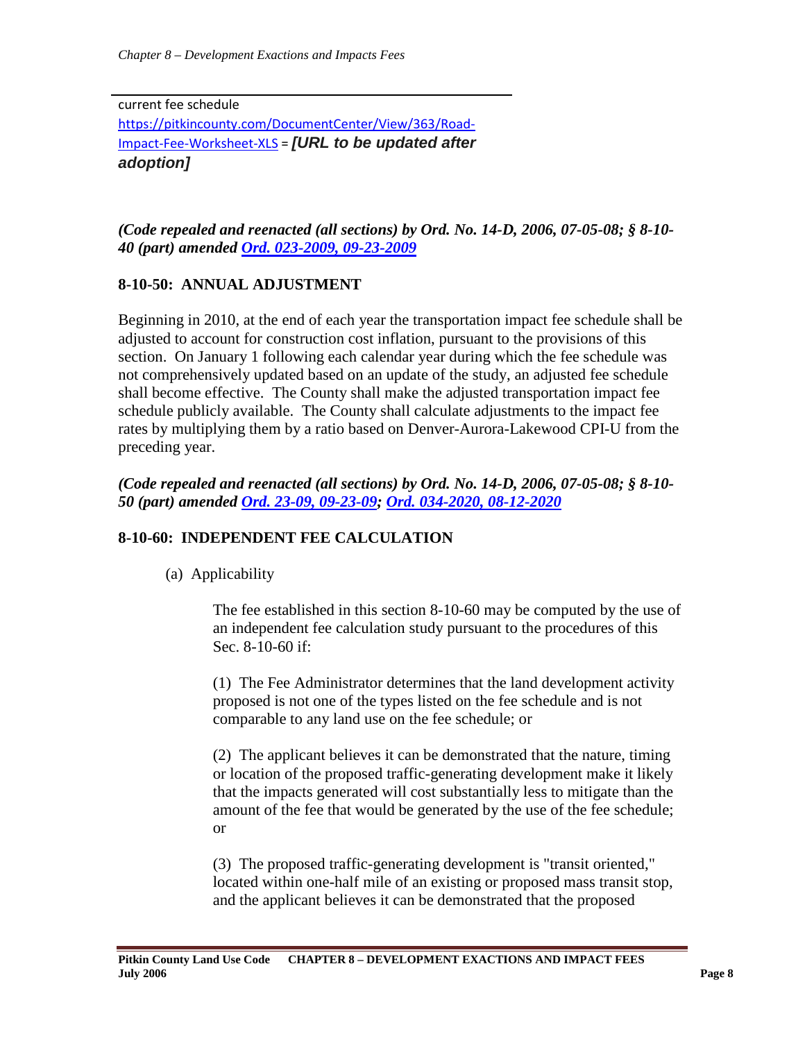current fee schedule
https://pitkincounty.com/DocumentCenter/View/363/Road-Impact-Fee-Worksheet-XLS = ***[URL to be updated after adoption]***

***(Code repealed and reenacted (all sections) by Ord. No. 14-D, 2006, 07-05-08; § 8-10-40 (part) amended Ord. 023-2009, 09-23-2009***

## 8-10-50: ANNUAL ADJUSTMENT

Beginning in 2010, at the end of each year the transportation impact fee schedule shall be adjusted to account for construction cost inflation, pursuant to the provisions of this section. On January 1 following each calendar year during which the fee schedule was not comprehensively updated based on an update of the study, an adjusted fee schedule shall become effective. The County shall make the adjusted transportation impact fee schedule publicly available. The County shall calculate adjustments to the impact fee rates by multiplying them by a ratio based on Denver-Aurora-Lakewood CPI-U from the preceding year.

***(Code repealed and reenacted (all sections) by Ord. No. 14-D, 2006, 07-05-08; § 8-10-50 (part) amended Ord. 23-09, 09-23-09; Ord. 034-2020, 08-12-2020***

## 8-10-60: INDEPENDENT FEE CALCULATION

(a) Applicability

The fee established in this section 8-10-60 may be computed by the use of an independent fee calculation study pursuant to the procedures of this Sec. 8-10-60 if:

(1) The Fee Administrator determines that the land development activity proposed is not one of the types listed on the fee schedule and is not comparable to any land use on the fee schedule; or

(2) The applicant believes it can be demonstrated that the nature, timing or location of the proposed traffic-generating development make it likely that the impacts generated will cost substantially less to mitigate than the amount of the fee that would be generated by the use of the fee schedule; or

(3) The proposed traffic-generating development is "transit oriented," located within one-half mile of an existing or proposed mass transit stop, and the applicant believes it can be demonstrated that the proposed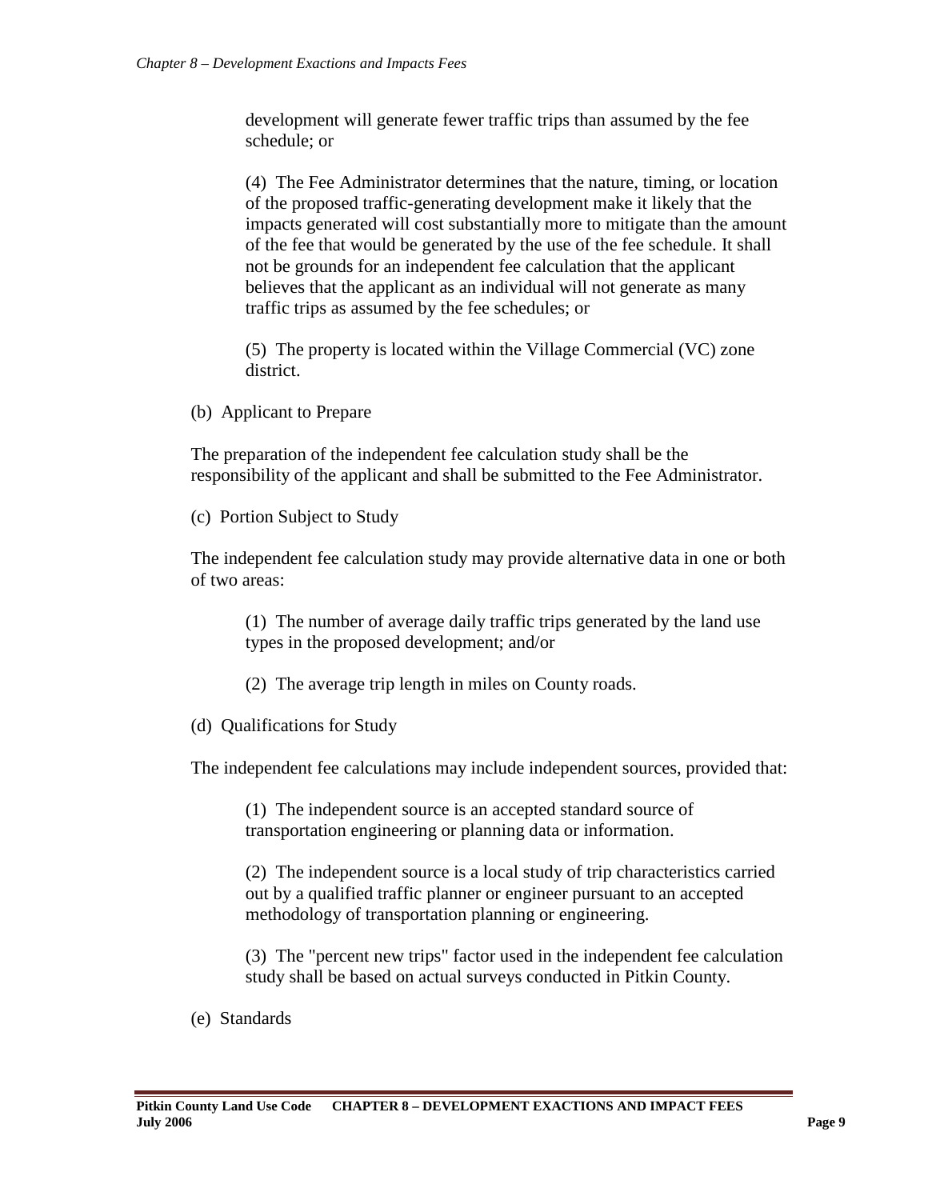development will generate fewer traffic trips than assumed by the fee schedule; or

(4) The Fee Administrator determines that the nature, timing, or location of the proposed traffic-generating development make it likely that the impacts generated will cost substantially more to mitigate than the amount of the fee that would be generated by the use of the fee schedule. It shall not be grounds for an independent fee calculation that the applicant believes that the applicant as an individual will not generate as many traffic trips as assumed by the fee schedules; or

(5) The property is located within the Village Commercial (VC) zone district.

(b) Applicant to Prepare

The preparation of the independent fee calculation study shall be the responsibility of the applicant and shall be submitted to the Fee Administrator.

(c) Portion Subject to Study

The independent fee calculation study may provide alternative data in one or both of two areas:

(1) The number of average daily traffic trips generated by the land use types in the proposed development; and/or

(2) The average trip length in miles on County roads.

(d) Qualifications for Study

The independent fee calculations may include independent sources, provided that:

(1) The independent source is an accepted standard source of transportation engineering or planning data or information.

(2) The independent source is a local study of trip characteristics carried out by a qualified traffic planner or engineer pursuant to an accepted methodology of transportation planning or engineering.

(3) The "percent new trips" factor used in the independent fee calculation study shall be based on actual surveys conducted in Pitkin County.

(e) Standards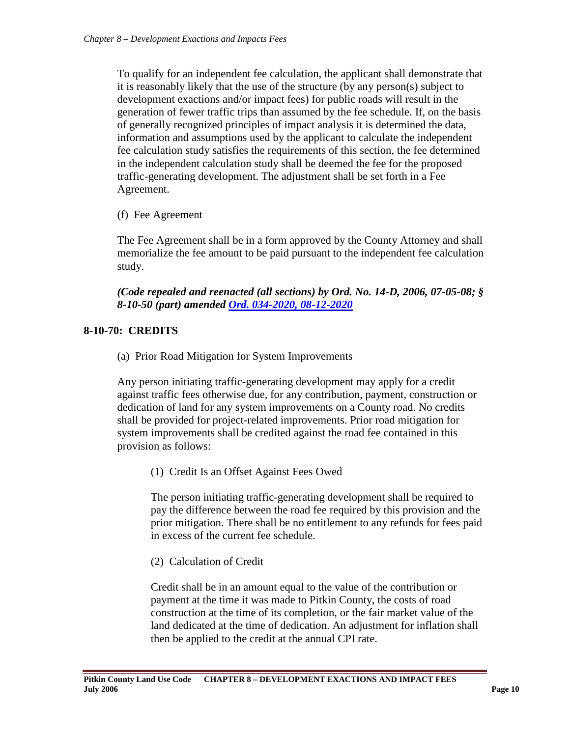To qualify for an independent fee calculation, the applicant shall demonstrate that it is reasonably likely that the use of the structure (by any person(s) subject to development exactions and/or impact fees) for public roads will result in the generation of fewer traffic trips than assumed by the fee schedule. If, on the basis of generally recognized principles of impact analysis it is determined the data, information and assumptions used by the applicant to calculate the independent fee calculation study satisfies the requirements of this section, the fee determined in the independent calculation study shall be deemed the fee for the proposed traffic-generating development. The adjustment shall be set forth in a Fee Agreement.

(f) Fee Agreement

The Fee Agreement shall be in a form approved by the County Attorney and shall memorialize the fee amount to be paid pursuant to the independent fee calculation study.

***(Code repealed and reenacted (all sections) by Ord. No. 14-D, 2006, 07-05-08; § 8-10-50 (part) amended Ord. 034-2020, 08-12-2020***

## 8-10-70: CREDITS

(a) Prior Road Mitigation for System Improvements

Any person initiating traffic-generating development may apply for a credit against traffic fees otherwise due, for any contribution, payment, construction or dedication of land for any system improvements on a County road. No credits shall be provided for project-related improvements. Prior road mitigation for system improvements shall be credited against the road fee contained in this provision as follows:

(1) Credit Is an Offset Against Fees Owed

The person initiating traffic-generating development shall be required to pay the difference between the road fee required by this provision and the prior mitigation. There shall be no entitlement to any refunds for fees paid in excess of the current fee schedule.

(2) Calculation of Credit

Credit shall be in an amount equal to the value of the contribution or payment at the time it was made to Pitkin County, the costs of road construction at the time of its completion, or the fair market value of the land dedicated at the time of dedication. An adjustment for inflation shall then be applied to the credit at the annual CPI rate.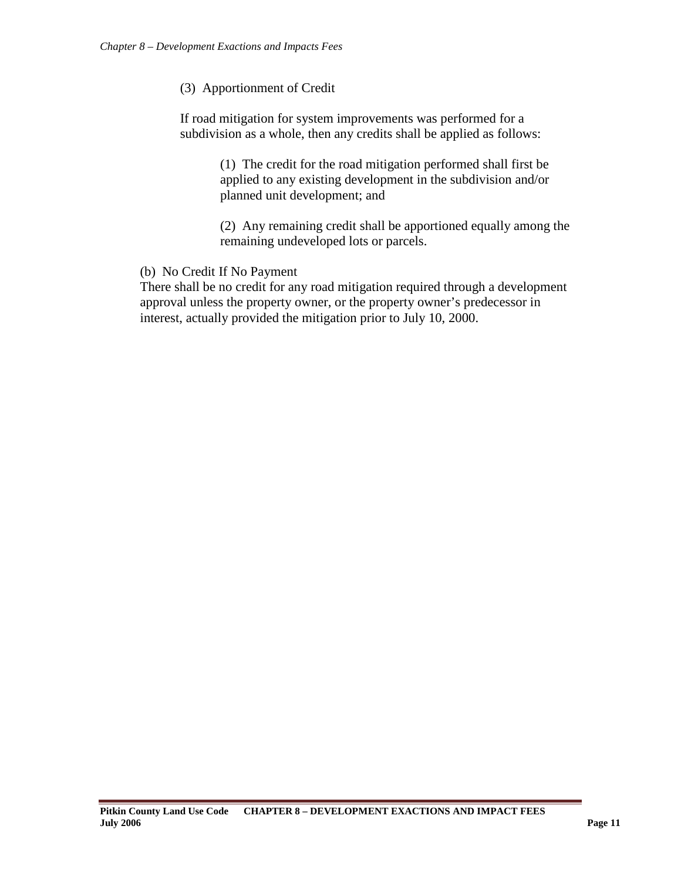(3) Apportionment of Credit

If road mitigation for system improvements was performed for a subdivision as a whole, then any credits shall be applied as follows:

(1) The credit for the road mitigation performed shall first be applied to any existing development in the subdivision and/or planned unit development; and

(2) Any remaining credit shall be apportioned equally among the remaining undeveloped lots or parcels.

(b) No Credit If No Payment

There shall be no credit for any road mitigation required through a development approval unless the property owner, or the property owner's predecessor in interest, actually provided the mitigation prior to July 10, 2000.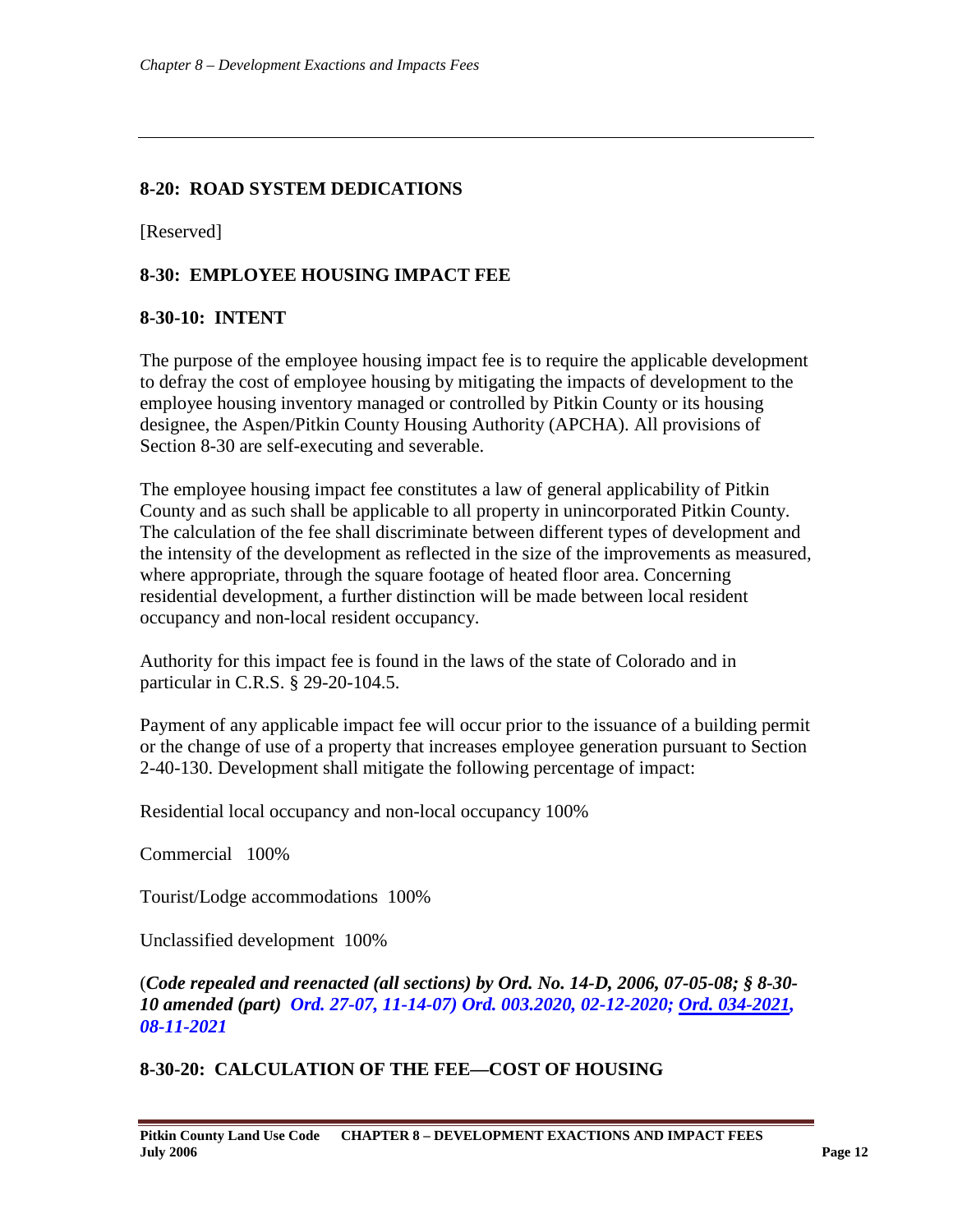## 8-20: ROAD SYSTEM DEDICATIONS

[Reserved]

## 8-30: EMPLOYEE HOUSING IMPACT FEE

### 8-30-10: INTENT

The purpose of the employee housing impact fee is to require the applicable development to defray the cost of employee housing by mitigating the impacts of development to the employee housing inventory managed or controlled by Pitkin County or its housing designee, the Aspen/Pitkin County Housing Authority (APCHA). All provisions of Section 8-30 are self-executing and severable.

The employee housing impact fee constitutes a law of general applicability of Pitkin County and as such shall be applicable to all property in unincorporated Pitkin County. The calculation of the fee shall discriminate between different types of development and the intensity of the development as reflected in the size of the improvements as measured, where appropriate, through the square footage of heated floor area. Concerning residential development, a further distinction will be made between local resident occupancy and non-local resident occupancy.

Authority for this impact fee is found in the laws of the state of Colorado and in particular in C.R.S. § 29-20-104.5.

Payment of any applicable impact fee will occur prior to the issuance of a building permit or the change of use of a property that increases employee generation pursuant to Section 2-40-130. Development shall mitigate the following percentage of impact:

Residential local occupancy and non-local occupancy 100%

Commercial 100%

Tourist/Lodge accommodations 100%

Unclassified development 100%

(***Code repealed and reenacted (all sections) by Ord. No. 14-D, 2006, 07-05-08; § 8-30-10 amended (part) Ord. 27-07, 11-14-07) Ord. 003.2020, 02-12-2020; Ord. 034-2021, 08-11-2021***

### 8-30-20: CALCULATION OF THE FEE—COST OF HOUSING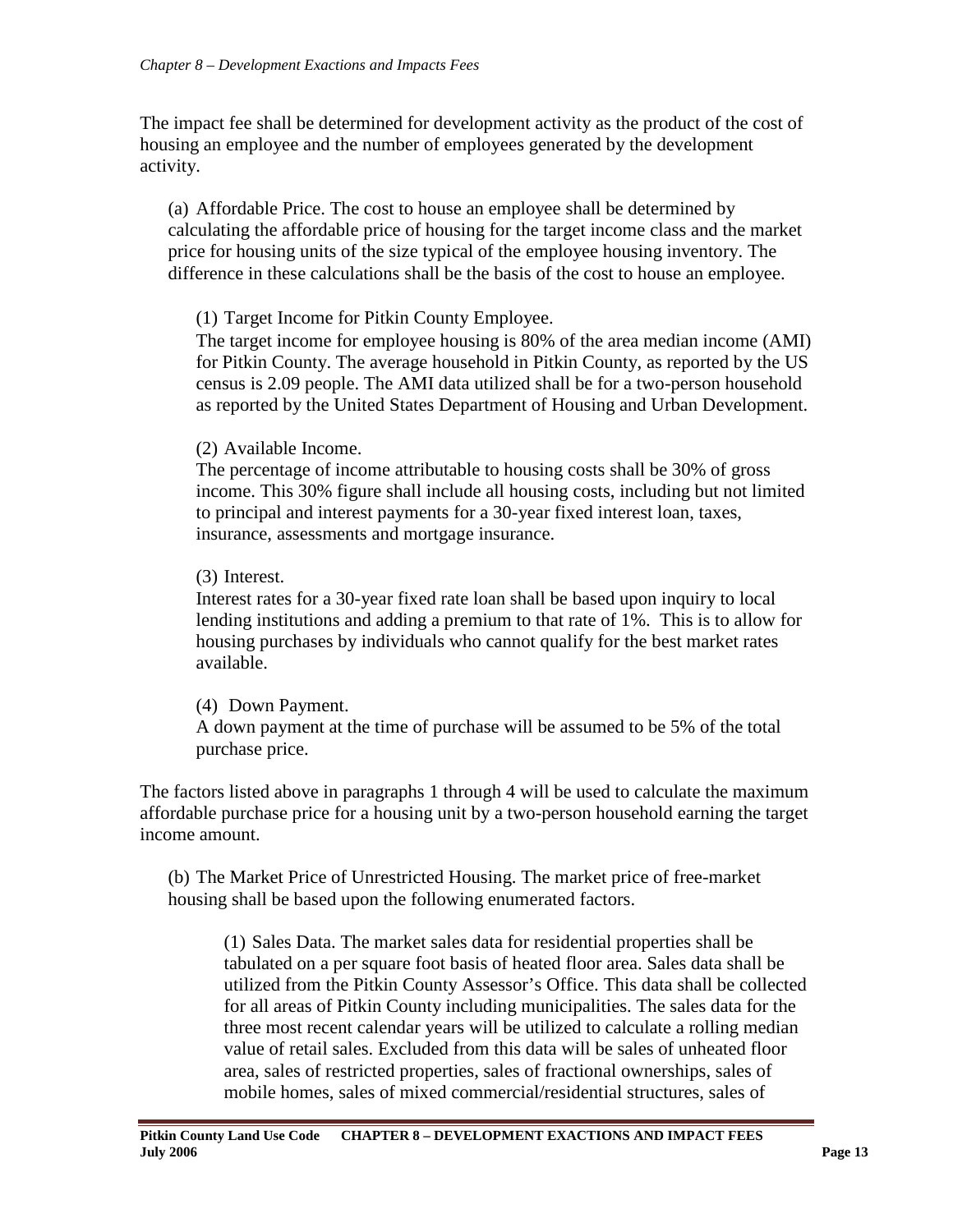The impact fee shall be determined for development activity as the product of the cost of housing an employee and the number of employees generated by the development activity.

(a) Affordable Price. The cost to house an employee shall be determined by calculating the affordable price of housing for the target income class and the market price for housing units of the size typical of the employee housing inventory. The difference in these calculations shall be the basis of the cost to house an employee.

(1) Target Income for Pitkin County Employee.
The target income for employee housing is 80% of the area median income (AMI) for Pitkin County. The average household in Pitkin County, as reported by the US census is 2.09 people. The AMI data utilized shall be for a two-person household as reported by the United States Department of Housing and Urban Development.

(2) Available Income.
The percentage of income attributable to housing costs shall be 30% of gross income. This 30% figure shall include all housing costs, including but not limited to principal and interest payments for a 30-year fixed interest loan, taxes, insurance, assessments and mortgage insurance.

(3) Interest.
Interest rates for a 30-year fixed rate loan shall be based upon inquiry to local lending institutions and adding a premium to that rate of 1%. This is to allow for housing purchases by individuals who cannot qualify for the best market rates available.

(4) Down Payment.
A down payment at the time of purchase will be assumed to be 5% of the total purchase price.

The factors listed above in paragraphs 1 through 4 will be used to calculate the maximum affordable purchase price for a housing unit by a two-person household earning the target income amount.

(b) The Market Price of Unrestricted Housing. The market price of free-market housing shall be based upon the following enumerated factors.

(1) Sales Data. The market sales data for residential properties shall be tabulated on a per square foot basis of heated floor area. Sales data shall be utilized from the Pitkin County Assessor's Office. This data shall be collected for all areas of Pitkin County including municipalities. The sales data for the three most recent calendar years will be utilized to calculate a rolling median value of retail sales. Excluded from this data will be sales of unheated floor area, sales of restricted properties, sales of fractional ownerships, sales of mobile homes, sales of mixed commercial/residential structures, sales of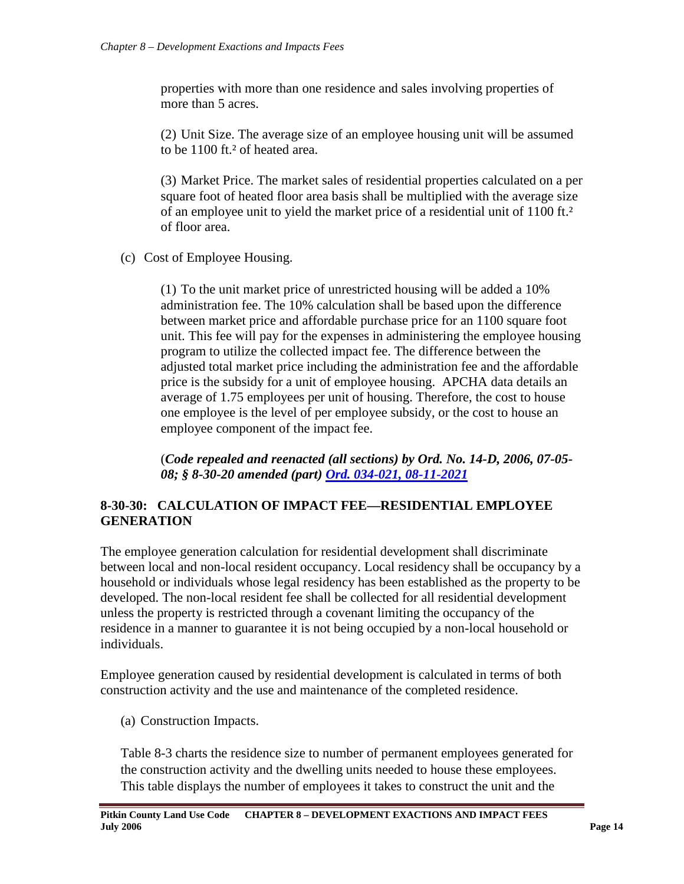properties with more than one residence and sales involving properties of more than 5 acres.

(2) Unit Size. The average size of an employee housing unit will be assumed to be 1100 ft.² of heated area.

(3) Market Price. The market sales of residential properties calculated on a per square foot of heated floor area basis shall be multiplied with the average size of an employee unit to yield the market price of a residential unit of 1100 ft.² of floor area.

(c) Cost of Employee Housing.

(1) To the unit market price of unrestricted housing will be added a 10% administration fee. The 10% calculation shall be based upon the difference between market price and affordable purchase price for an 1100 square foot unit. This fee will pay for the expenses in administering the employee housing program to utilize the collected impact fee. The difference between the adjusted total market price including the administration fee and the affordable price is the subsidy for a unit of employee housing. APCHA data details an average of 1.75 employees per unit of housing. Therefore, the cost to house one employee is the level of per employee subsidy, or the cost to house an employee component of the impact fee.

(***Code repealed and reenacted (all sections) by Ord. No. 14-D, 2006, 07-05-08; § 8-30-20 amended (part) Ord. 034-021, 08-11-2021***

## 8-30-30: CALCULATION OF IMPACT FEE—RESIDENTIAL EMPLOYEE GENERATION

The employee generation calculation for residential development shall discriminate between local and non-local resident occupancy. Local residency shall be occupancy by a household or individuals whose legal residency has been established as the property to be developed. The non-local resident fee shall be collected for all residential development unless the property is restricted through a covenant limiting the occupancy of the residence in a manner to guarantee it is not being occupied by a non-local household or individuals.

Employee generation caused by residential development is calculated in terms of both construction activity and the use and maintenance of the completed residence.

(a) Construction Impacts.

Table 8-3 charts the residence size to number of permanent employees generated for the construction activity and the dwelling units needed to house these employees. This table displays the number of employees it takes to construct the unit and the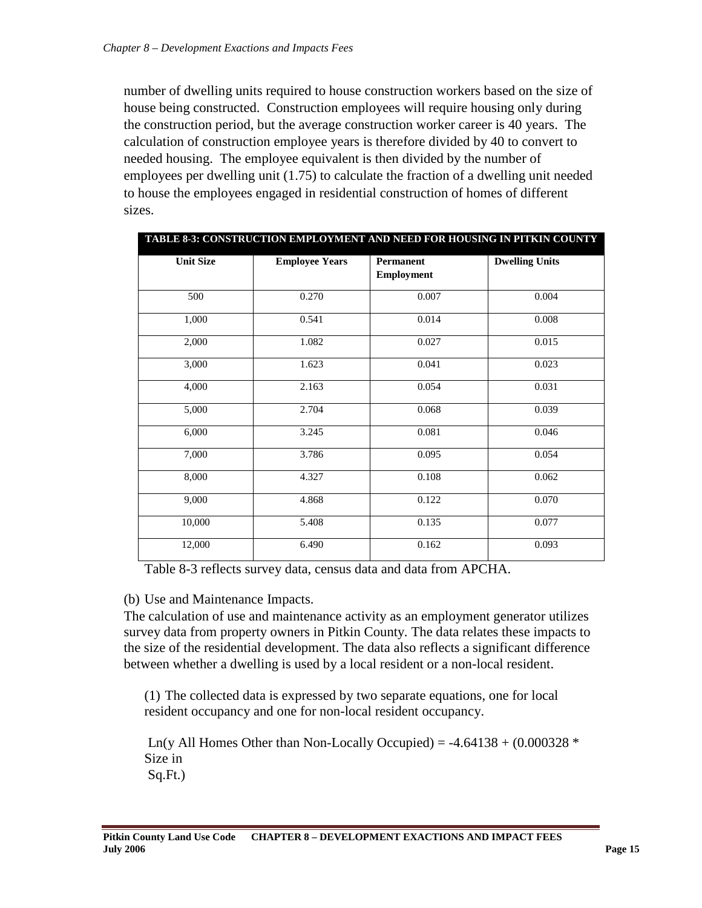number of dwelling units required to house construction workers based on the size of house being constructed. Construction employees will require housing only during the construction period, but the average construction worker career is 40 years. The calculation of construction employee years is therefore divided by 40 to convert to needed housing. The employee equivalent is then divided by the number of employees per dwelling unit (1.75) to calculate the fraction of a dwelling unit needed to house the employees engaged in residential construction of homes of different sizes.

**TABLE 8-3: CONSTRUCTION EMPLOYMENT AND NEED FOR HOUSING IN PITKIN COUNTY**

| Unit Size | Employee Years | Permanent Employment | Dwelling Units |
|---|---|---|---|
| 500 | 0.270 | 0.007 | 0.004 |
| 1,000 | 0.541 | 0.014 | 0.008 |
| 2,000 | 1.082 | 0.027 | 0.015 |
| 3,000 | 1.623 | 0.041 | 0.023 |
| 4,000 | 2.163 | 0.054 | 0.031 |
| 5,000 | 2.704 | 0.068 | 0.039 |
| 6,000 | 3.245 | 0.081 | 0.046 |
| 7,000 | 3.786 | 0.095 | 0.054 |
| 8,000 | 4.327 | 0.108 | 0.062 |
| 9,000 | 4.868 | 0.122 | 0.070 |
| 10,000 | 5.408 | 0.135 | 0.077 |
| 12,000 | 6.490 | 0.162 | 0.093 |

Table 8-3 reflects survey data, census data and data from APCHA.

(b) Use and Maintenance Impacts.

The calculation of use and maintenance activity as an employment generator utilizes survey data from property owners in Pitkin County. The data relates these impacts to the size of the residential development. The data also reflects a significant difference between whether a dwelling is used by a local resident or a non-local resident.

(1) The collected data is expressed by two separate equations, one for local resident occupancy and one for non-local resident occupancy.

$$\ln(y \text{ All Homes Other than Non-Locally Occupied}) = -4.64138 + (0.000328 * \text{Size in Sq.Ft.})$$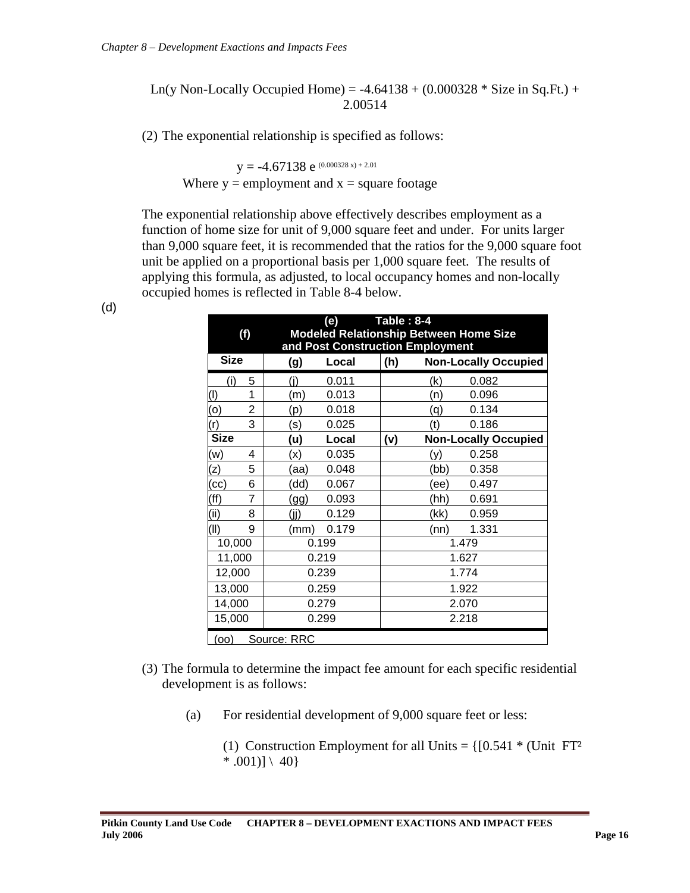Ln(y Non-Locally Occupied Home) = -4.64138 + (0.000328 * Size in Sq.Ft.) + 2.00514

(2) The exponential relationship is specified as follows:

$$y = -4.67138\ e^{(0.000328\ x) + 2.01}$$

Where y = employment and x = square footage

The exponential relationship above effectively describes employment as a function of home size for unit of 9,000 square feet and under. For units larger than 9,000 square feet, it is recommended that the ratios for the 9,000 square foot unit be applied on a proportional basis per 1,000 square feet. The results of applying this formula, as adjusted, to local occupancy homes and non-locally occupied homes is reflected in Table 8-4 below.

(d)

**Table : 8-4 Modeled Relationship Between Home Size and Post Construction Employment**

| Size | Local | Non-Locally Occupied |
|---|---|---|
| 5 | 0.011 | 0.082 |
| 1 | 0.013 | 0.096 |
| 2 | 0.018 | 0.134 |
| 3 | 0.025 | 0.186 |
| **Size** | **Local** | **Non-Locally Occupied** |
| 4 | 0.035 | 0.258 |
| 5 | 0.048 | 0.358 |
| 6 | 0.067 | 0.497 |
| 7 | 0.093 | 0.691 |
| 8 | 0.129 | 0.959 |
| 9 | 0.179 | 1.331 |
| 10,000 | 0.199 | 1.479 |
| 11,000 | 0.219 | 1.627 |
| 12,000 | 0.239 | 1.774 |
| 13,000 | 0.259 | 1.922 |
| 14,000 | 0.279 | 2.070 |
| 15,000 | 0.299 | 2.218 |

Source: RRC

(3) The formula to determine the impact fee amount for each specific residential development is as follows:

(a) For residential development of 9,000 square feet or less:

(1) Construction Employment for all Units = {[0.541 * (Unit $FT^2$ * .001)] \ 40}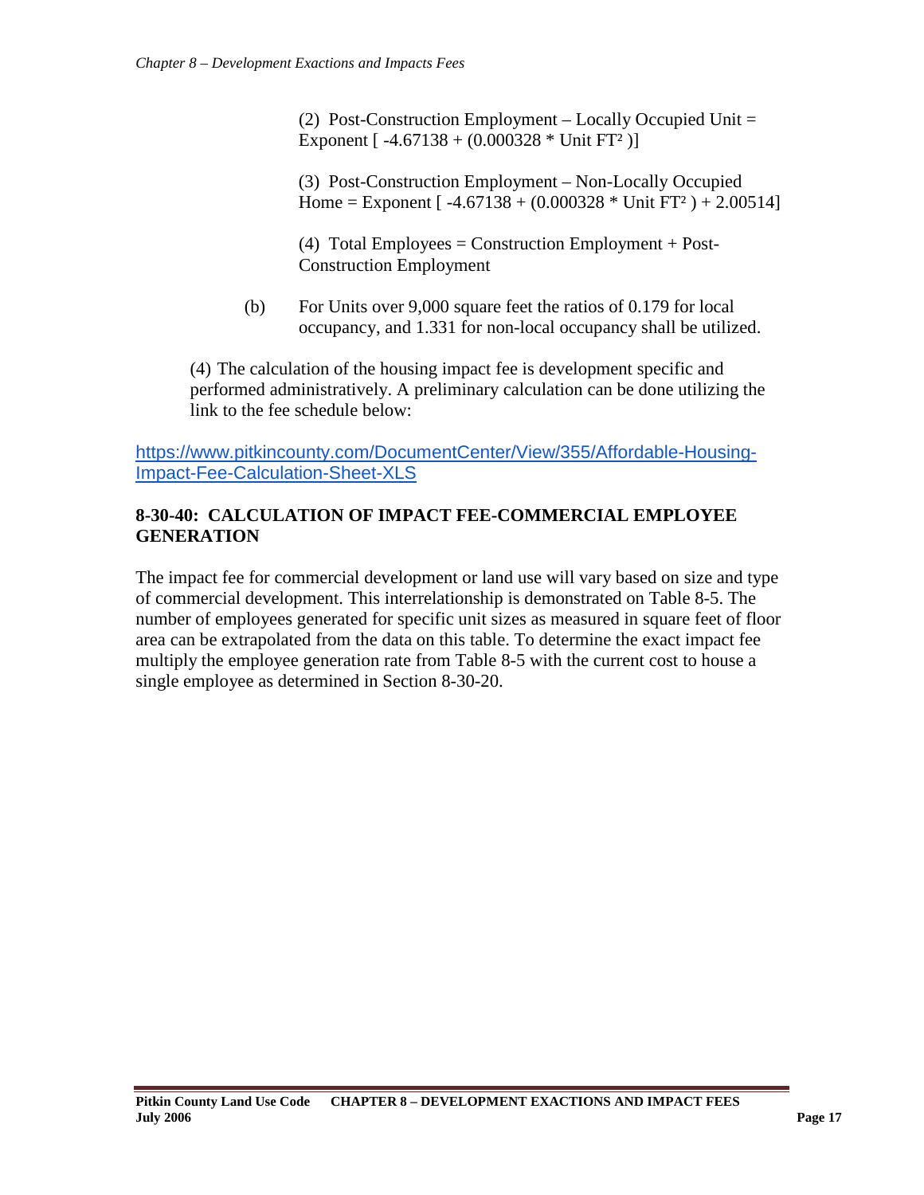(2) Post-Construction Employment – Locally Occupied Unit = Exponent [ $-4.67138 + (0.000328 * \text{Unit FT}^2)$ ]

(3) Post-Construction Employment – Non-Locally Occupied Home = Exponent [ $-4.67138 + (0.000328 * \text{Unit FT}^2) + 2.00514$ ]

(4) Total Employees = Construction Employment + Post-Construction Employment

(b) For Units over 9,000 square feet the ratios of 0.179 for local occupancy, and 1.331 for non-local occupancy shall be utilized.

(4) The calculation of the housing impact fee is development specific and performed administratively. A preliminary calculation can be done utilizing the link to the fee schedule below:

[https://www.pitkincounty.com/DocumentCenter/View/355/Affordable-Housing-Impact-Fee-Calculation-Sheet-XLS](https://www.pitkincounty.com/DocumentCenter/View/355/Affordable-Housing-Impact-Fee-Calculation-Sheet-XLS)

## 8-30-40: CALCULATION OF IMPACT FEE-COMMERCIAL EMPLOYEE GENERATION

The impact fee for commercial development or land use will vary based on size and type of commercial development. This interrelationship is demonstrated on Table 8-5. The number of employees generated for specific unit sizes as measured in square feet of floor area can be extrapolated from the data on this table. To determine the exact impact fee multiply the employee generation rate from Table 8-5 with the current cost to house a single employee as determined in Section 8-30-20.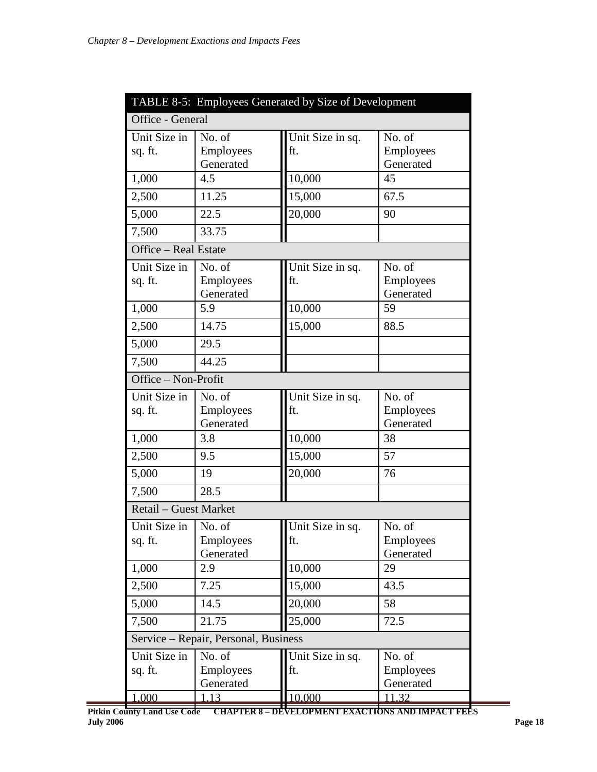| TABLE 8-5: Employees Generated by Size of Development | | | |
|---|---|---|---|
| **Office - General** | | | |
| Unit Size in sq. ft. | No. of Employees Generated | Unit Size in sq. ft. | No. of Employees Generated |
| 1,000 | 4.5 | 10,000 | 45 |
| 2,500 | 11.25 | 15,000 | 67.5 |
| 5,000 | 22.5 | 20,000 | 90 |
| 7,500 | 33.75 | | |
| **Office – Real Estate** | | | |
| Unit Size in sq. ft. | No. of Employees Generated | Unit Size in sq. ft. | No. of Employees Generated |
| 1,000 | 5.9 | 10,000 | 59 |
| 2,500 | 14.75 | 15,000 | 88.5 |
| 5,000 | 29.5 | | |
| 7,500 | 44.25 | | |
| **Office – Non-Profit** | | | |
| Unit Size in sq. ft. | No. of Employees Generated | Unit Size in sq. ft. | No. of Employees Generated |
| 1,000 | 3.8 | 10,000 | 38 |
| 2,500 | 9.5 | 15,000 | 57 |
| 5,000 | 19 | 20,000 | 76 |
| 7,500 | 28.5 | | |
| **Retail – Guest Market** | | | |
| Unit Size in sq. ft. | No. of Employees Generated | Unit Size in sq. ft. | No. of Employees Generated |
| 1,000 | 2.9 | 10,000 | 29 |
| 2,500 | 7.25 | 15,000 | 43.5 |
| 5,000 | 14.5 | 20,000 | 58 |
| 7,500 | 21.75 | 25,000 | 72.5 |
| **Service – Repair, Personal, Business** | | | |
| Unit Size in sq. ft. | No. of Employees Generated | Unit Size in sq. ft. | No. of Employees Generated |
| 1,000 | 1.13 | 10,000 | 11.32 |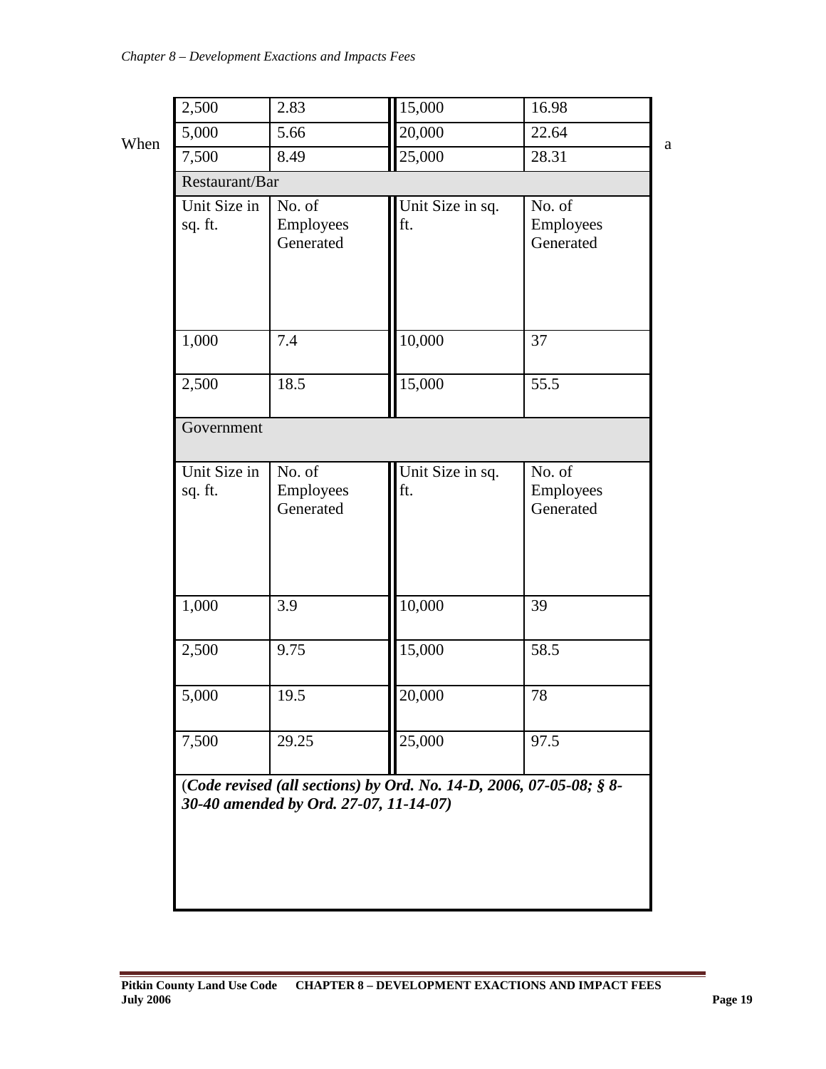| | | | |
|---|---|---|---|
| 2,500 | 2.83 | 15,000 | 16.98 |
| 5,000 | 5.66 | 20,000 | 22.64 |
| 7,500 | 8.49 | 25,000 | 28.31 |
| Restaurant/Bar | | | |
| Unit Size in sq. ft. | No. of Employees Generated | Unit Size in sq. ft. | No. of Employees Generated |
| 1,000 | 7.4 | 10,000 | 37 |
| 2,500 | 18.5 | 15,000 | 55.5 |
| Government | | | |
| Unit Size in sq. ft. | No. of Employees Generated | Unit Size in sq. ft. | No. of Employees Generated |
| 1,000 | 3.9 | 10,000 | 39 |
| 2,500 | 9.75 | 15,000 | 58.5 |
| 5,000 | 19.5 | 20,000 | 78 |
| 7,500 | 29.25 | 25,000 | 97.5 |

When a

(*Code revised (all sections) by Ord. No. 14-D, 2006, 07-05-08; § 8-30-40 amended by Ord. 27-07, 11-14-07)*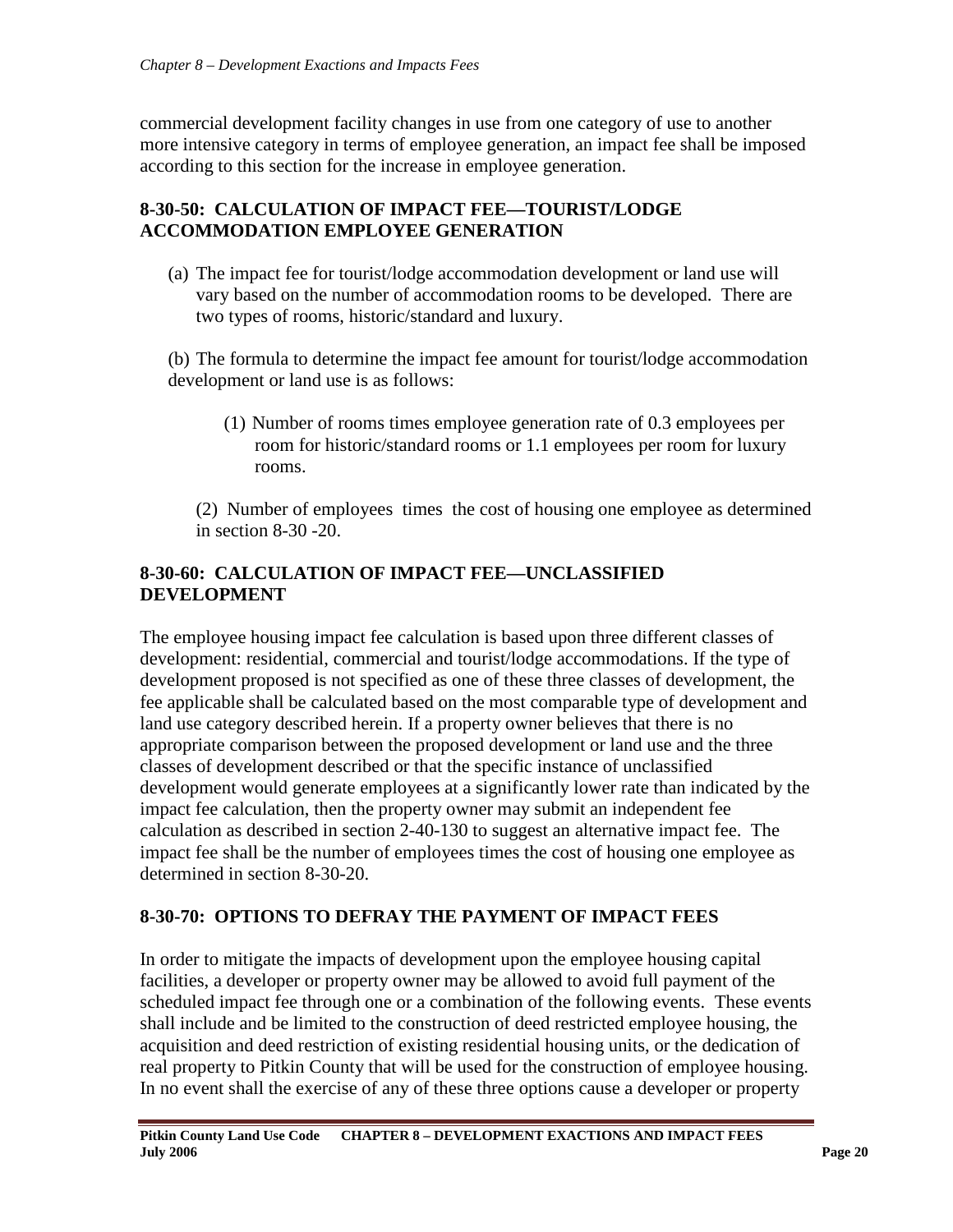commercial development facility changes in use from one category of use to another more intensive category in terms of employee generation, an impact fee shall be imposed according to this section for the increase in employee generation.

## 8-30-50: CALCULATION OF IMPACT FEE—TOURIST/LODGE ACCOMMODATION EMPLOYEE GENERATION

(a) The impact fee for tourist/lodge accommodation development or land use will vary based on the number of accommodation rooms to be developed. There are two types of rooms, historic/standard and luxury.

(b) The formula to determine the impact fee amount for tourist/lodge accommodation development or land use is as follows:

(1) Number of rooms times employee generation rate of 0.3 employees per room for historic/standard rooms or 1.1 employees per room for luxury rooms.

(2) Number of employees times the cost of housing one employee as determined in section 8-30 -20.

## 8-30-60: CALCULATION OF IMPACT FEE—UNCLASSIFIED DEVELOPMENT

The employee housing impact fee calculation is based upon three different classes of development: residential, commercial and tourist/lodge accommodations. If the type of development proposed is not specified as one of these three classes of development, the fee applicable shall be calculated based on the most comparable type of development and land use category described herein. If a property owner believes that there is no appropriate comparison between the proposed development or land use and the three classes of development described or that the specific instance of unclassified development would generate employees at a significantly lower rate than indicated by the impact fee calculation, then the property owner may submit an independent fee calculation as described in section 2-40-130 to suggest an alternative impact fee. The impact fee shall be the number of employees times the cost of housing one employee as determined in section 8-30-20.

## 8-30-70: OPTIONS TO DEFRAY THE PAYMENT OF IMPACT FEES

In order to mitigate the impacts of development upon the employee housing capital facilities, a developer or property owner may be allowed to avoid full payment of the scheduled impact fee through one or a combination of the following events. These events shall include and be limited to the construction of deed restricted employee housing, the acquisition and deed restriction of existing residential housing units, or the dedication of real property to Pitkin County that will be used for the construction of employee housing. In no event shall the exercise of any of these three options cause a developer or property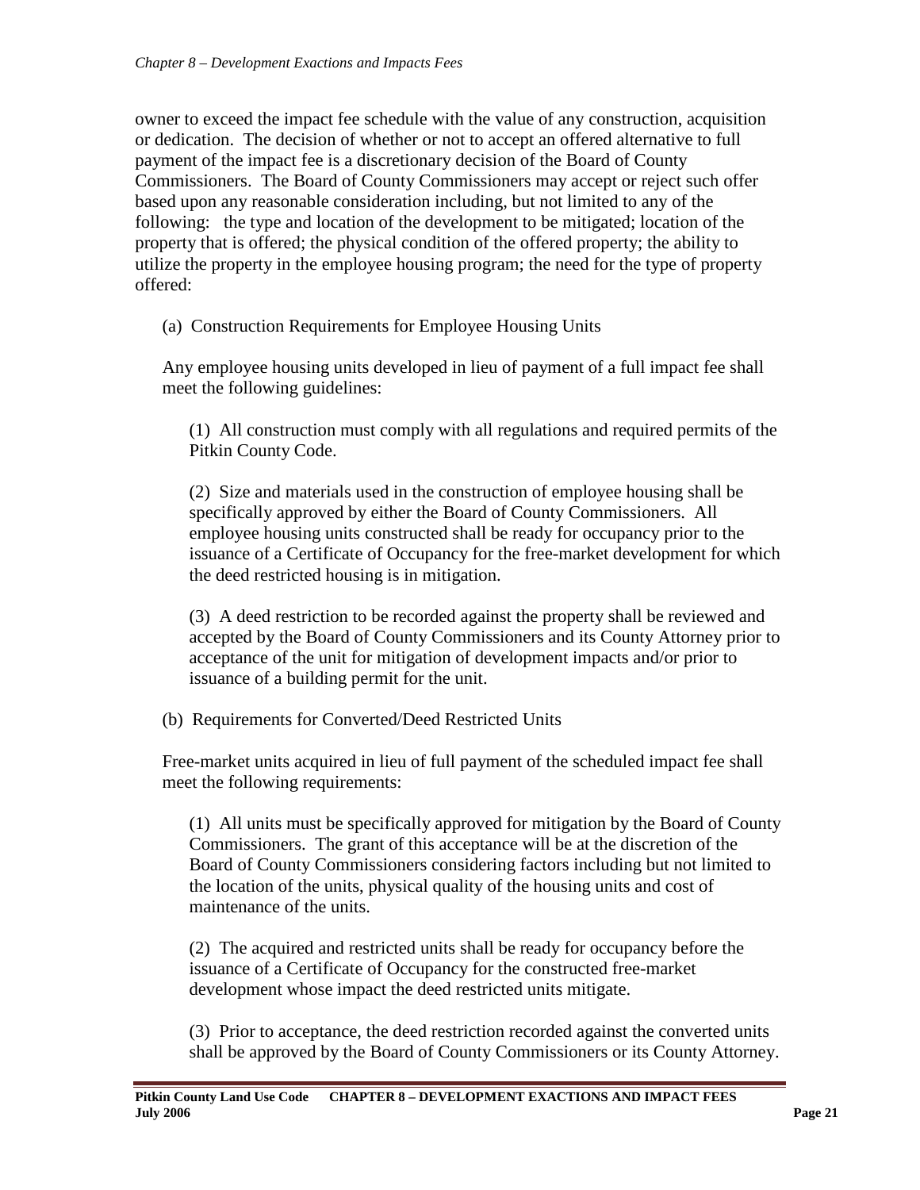owner to exceed the impact fee schedule with the value of any construction, acquisition or dedication. The decision of whether or not to accept an offered alternative to full payment of the impact fee is a discretionary decision of the Board of County Commissioners. The Board of County Commissioners may accept or reject such offer based upon any reasonable consideration including, but not limited to any of the following: the type and location of the development to be mitigated; location of the property that is offered; the physical condition of the offered property; the ability to utilize the property in the employee housing program; the need for the type of property offered:

(a) Construction Requirements for Employee Housing Units

Any employee housing units developed in lieu of payment of a full impact fee shall meet the following guidelines:

(1) All construction must comply with all regulations and required permits of the Pitkin County Code.

(2) Size and materials used in the construction of employee housing shall be specifically approved by either the Board of County Commissioners. All employee housing units constructed shall be ready for occupancy prior to the issuance of a Certificate of Occupancy for the free-market development for which the deed restricted housing is in mitigation.

(3) A deed restriction to be recorded against the property shall be reviewed and accepted by the Board of County Commissioners and its County Attorney prior to acceptance of the unit for mitigation of development impacts and/or prior to issuance of a building permit for the unit.

(b) Requirements for Converted/Deed Restricted Units

Free-market units acquired in lieu of full payment of the scheduled impact fee shall meet the following requirements:

(1) All units must be specifically approved for mitigation by the Board of County Commissioners. The grant of this acceptance will be at the discretion of the Board of County Commissioners considering factors including but not limited to the location of the units, physical quality of the housing units and cost of maintenance of the units.

(2) The acquired and restricted units shall be ready for occupancy before the issuance of a Certificate of Occupancy for the constructed free-market development whose impact the deed restricted units mitigate.

(3) Prior to acceptance, the deed restriction recorded against the converted units shall be approved by the Board of County Commissioners or its County Attorney.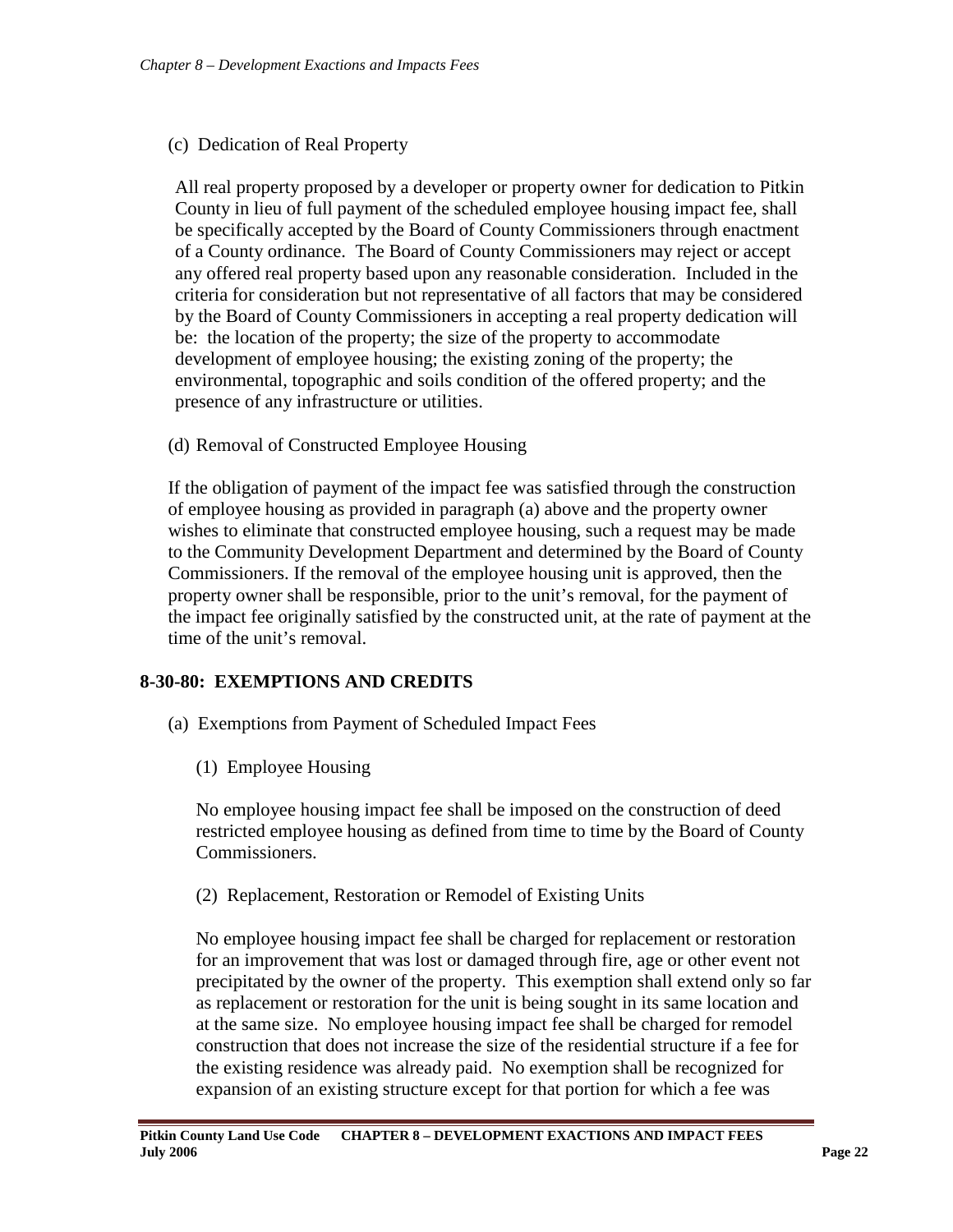(c) Dedication of Real Property

All real property proposed by a developer or property owner for dedication to Pitkin County in lieu of full payment of the scheduled employee housing impact fee, shall be specifically accepted by the Board of County Commissioners through enactment of a County ordinance. The Board of County Commissioners may reject or accept any offered real property based upon any reasonable consideration. Included in the criteria for consideration but not representative of all factors that may be considered by the Board of County Commissioners in accepting a real property dedication will be: the location of the property; the size of the property to accommodate development of employee housing; the existing zoning of the property; the environmental, topographic and soils condition of the offered property; and the presence of any infrastructure or utilities.

(d) Removal of Constructed Employee Housing

If the obligation of payment of the impact fee was satisfied through the construction of employee housing as provided in paragraph (a) above and the property owner wishes to eliminate that constructed employee housing, such a request may be made to the Community Development Department and determined by the Board of County Commissioners. If the removal of the employee housing unit is approved, then the property owner shall be responsible, prior to the unit's removal, for the payment of the impact fee originally satisfied by the constructed unit, at the rate of payment at the time of the unit's removal.

## 8-30-80: EXEMPTIONS AND CREDITS

(a) Exemptions from Payment of Scheduled Impact Fees

(1) Employee Housing

No employee housing impact fee shall be imposed on the construction of deed restricted employee housing as defined from time to time by the Board of County Commissioners.

(2) Replacement, Restoration or Remodel of Existing Units

No employee housing impact fee shall be charged for replacement or restoration for an improvement that was lost or damaged through fire, age or other event not precipitated by the owner of the property. This exemption shall extend only so far as replacement or restoration for the unit is being sought in its same location and at the same size. No employee housing impact fee shall be charged for remodel construction that does not increase the size of the residential structure if a fee for the existing residence was already paid. No exemption shall be recognized for expansion of an existing structure except for that portion for which a fee was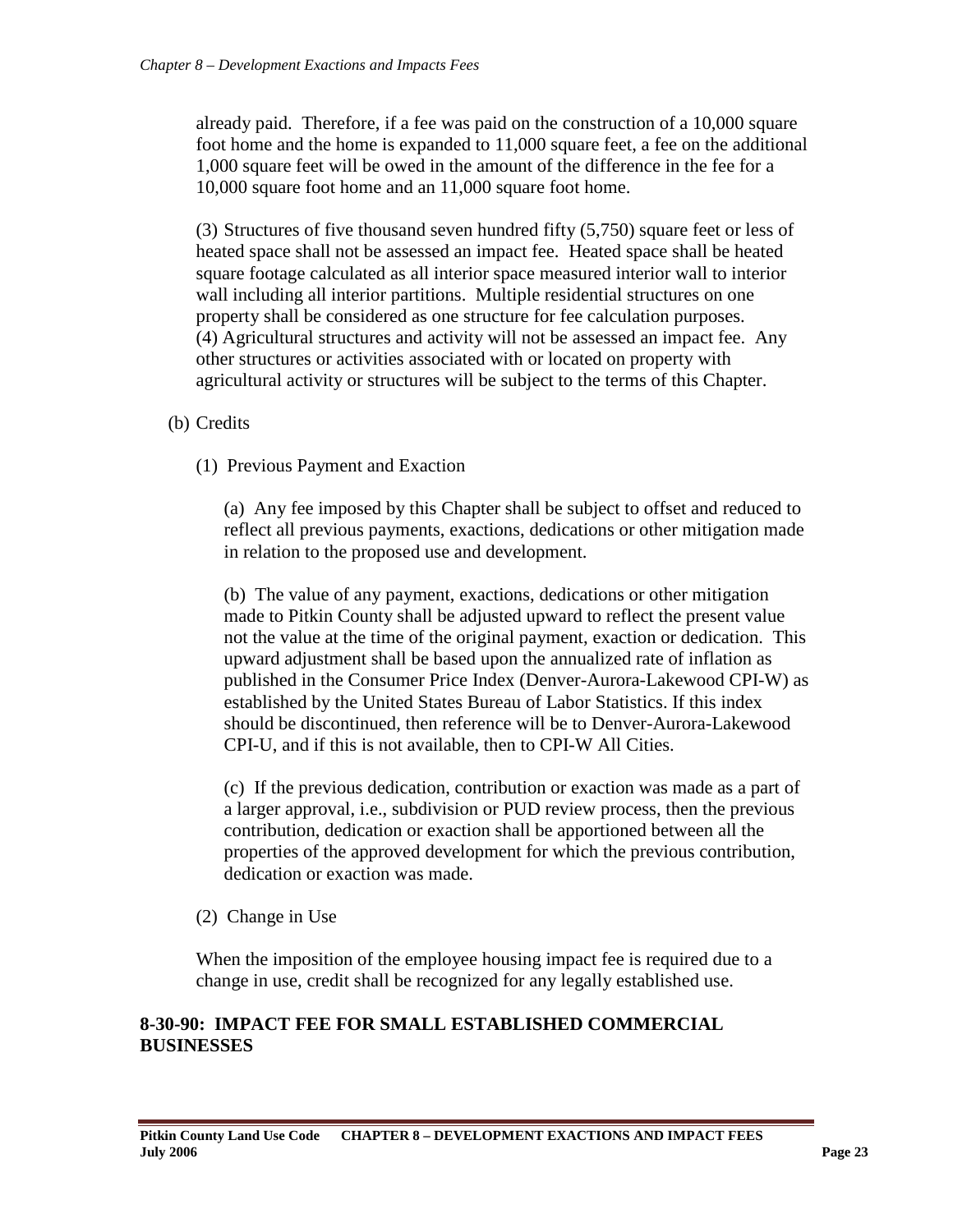already paid. Therefore, if a fee was paid on the construction of a 10,000 square foot home and the home is expanded to 11,000 square feet, a fee on the additional 1,000 square feet will be owed in the amount of the difference in the fee for a 10,000 square foot home and an 11,000 square foot home.

(3) Structures of five thousand seven hundred fifty (5,750) square feet or less of heated space shall not be assessed an impact fee. Heated space shall be heated square footage calculated as all interior space measured interior wall to interior wall including all interior partitions. Multiple residential structures on one property shall be considered as one structure for fee calculation purposes.
(4) Agricultural structures and activity will not be assessed an impact fee. Any other structures or activities associated with or located on property with agricultural activity or structures will be subject to the terms of this Chapter.

(b) Credits

(1) Previous Payment and Exaction

(a) Any fee imposed by this Chapter shall be subject to offset and reduced to reflect all previous payments, exactions, dedications or other mitigation made in relation to the proposed use and development.

(b) The value of any payment, exactions, dedications or other mitigation made to Pitkin County shall be adjusted upward to reflect the present value not the value at the time of the original payment, exaction or dedication. This upward adjustment shall be based upon the annualized rate of inflation as published in the Consumer Price Index (Denver-Aurora-Lakewood CPI-W) as established by the United States Bureau of Labor Statistics. If this index should be discontinued, then reference will be to Denver-Aurora-Lakewood CPI-U, and if this is not available, then to CPI-W All Cities.

(c) If the previous dedication, contribution or exaction was made as a part of a larger approval, i.e., subdivision or PUD review process, then the previous contribution, dedication or exaction shall be apportioned between all the properties of the approved development for which the previous contribution, dedication or exaction was made.

(2) Change in Use

When the imposition of the employee housing impact fee is required due to a change in use, credit shall be recognized for any legally established use.

## 8-30-90: IMPACT FEE FOR SMALL ESTABLISHED COMMERCIAL BUSINESSES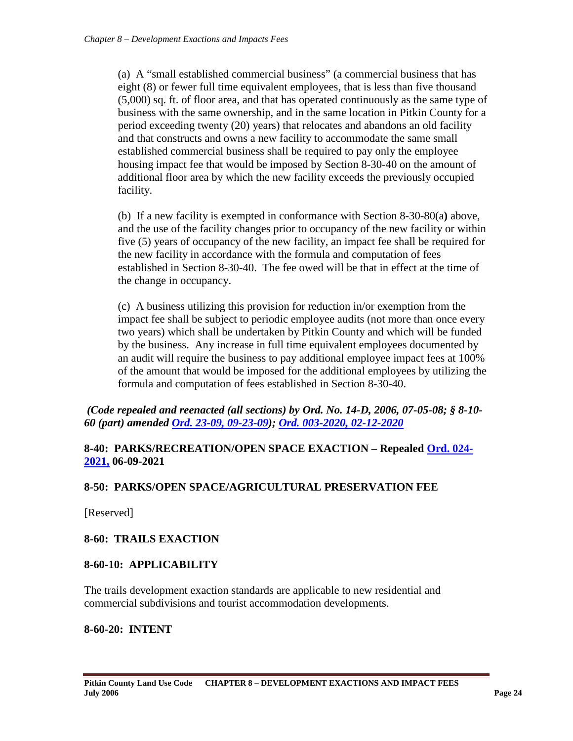(a) A "small established commercial business" (a commercial business that has eight (8) or fewer full time equivalent employees, that is less than five thousand (5,000) sq. ft. of floor area, and that has operated continuously as the same type of business with the same ownership, and in the same location in Pitkin County for a period exceeding twenty (20) years) that relocates and abandons an old facility and that constructs and owns a new facility to accommodate the same small established commercial business shall be required to pay only the employee housing impact fee that would be imposed by Section 8-30-40 on the amount of additional floor area by which the new facility exceeds the previously occupied facility.

(b) If a new facility is exempted in conformance with Section 8-30-80(a**)** above, and the use of the facility changes prior to occupancy of the new facility or within five (5) years of occupancy of the new facility, an impact fee shall be required for the new facility in accordance with the formula and computation of fees established in Section 8-30-40. The fee owed will be that in effect at the time of the change in occupancy.

(c) A business utilizing this provision for reduction in/or exemption from the impact fee shall be subject to periodic employee audits (not more than once every two years) which shall be undertaken by Pitkin County and which will be funded by the business. Any increase in full time equivalent employees documented by an audit will require the business to pay additional employee impact fees at 100% of the amount that would be imposed for the additional employees by utilizing the formula and computation of fees established in Section 8-30-40.

***(Code repealed and reenacted (all sections) by Ord. No. 14-D, 2006, 07-05-08; § 8-10-60 (part) amended Ord. 23-09, 09-23-09); Ord. 003-2020, 02-12-2020***

## 8-40: PARKS/RECREATION/OPEN SPACE EXACTION – Repealed Ord. 024-2021, 06-09-2021

## 8-50: PARKS/OPEN SPACE/AGRICULTURAL PRESERVATION FEE

[Reserved]

## 8-60: TRAILS EXACTION

### 8-60-10: APPLICABILITY

The trails development exaction standards are applicable to new residential and commercial subdivisions and tourist accommodation developments.

### 8-60-20: INTENT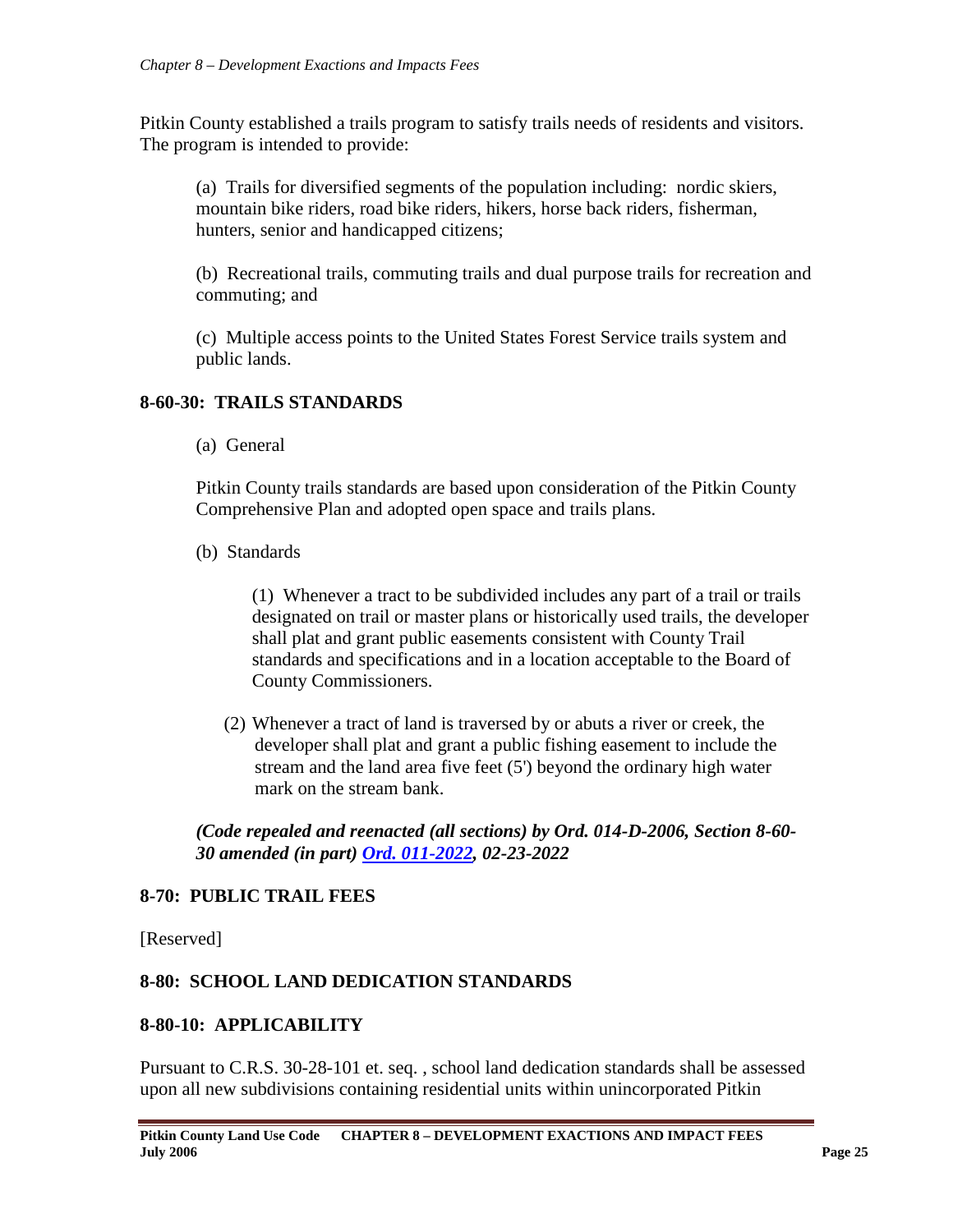Pitkin County established a trails program to satisfy trails needs of residents and visitors. The program is intended to provide:

(a) Trails for diversified segments of the population including: nordic skiers, mountain bike riders, road bike riders, hikers, horse back riders, fisherman, hunters, senior and handicapped citizens;

(b) Recreational trails, commuting trails and dual purpose trails for recreation and commuting; and

(c) Multiple access points to the United States Forest Service trails system and public lands.

## 8-60-30: TRAILS STANDARDS

(a) General

Pitkin County trails standards are based upon consideration of the Pitkin County Comprehensive Plan and adopted open space and trails plans.

(b) Standards

(1) Whenever a tract to be subdivided includes any part of a trail or trails designated on trail or master plans or historically used trails, the developer shall plat and grant public easements consistent with County Trail standards and specifications and in a location acceptable to the Board of County Commissioners.

(2) Whenever a tract of land is traversed by or abuts a river or creek, the developer shall plat and grant a public fishing easement to include the stream and the land area five feet (5') beyond the ordinary high water mark on the stream bank.

***(Code repealed and reenacted (all sections) by Ord. 014-D-2006, Section 8-60-30 amended (in part) Ord. 011-2022, 02-23-2022***

## 8-70: PUBLIC TRAIL FEES

[Reserved]

## 8-80: SCHOOL LAND DEDICATION STANDARDS

## 8-80-10: APPLICABILITY

Pursuant to C.R.S. 30-28-101 et. seq. , school land dedication standards shall be assessed upon all new subdivisions containing residential units within unincorporated Pitkin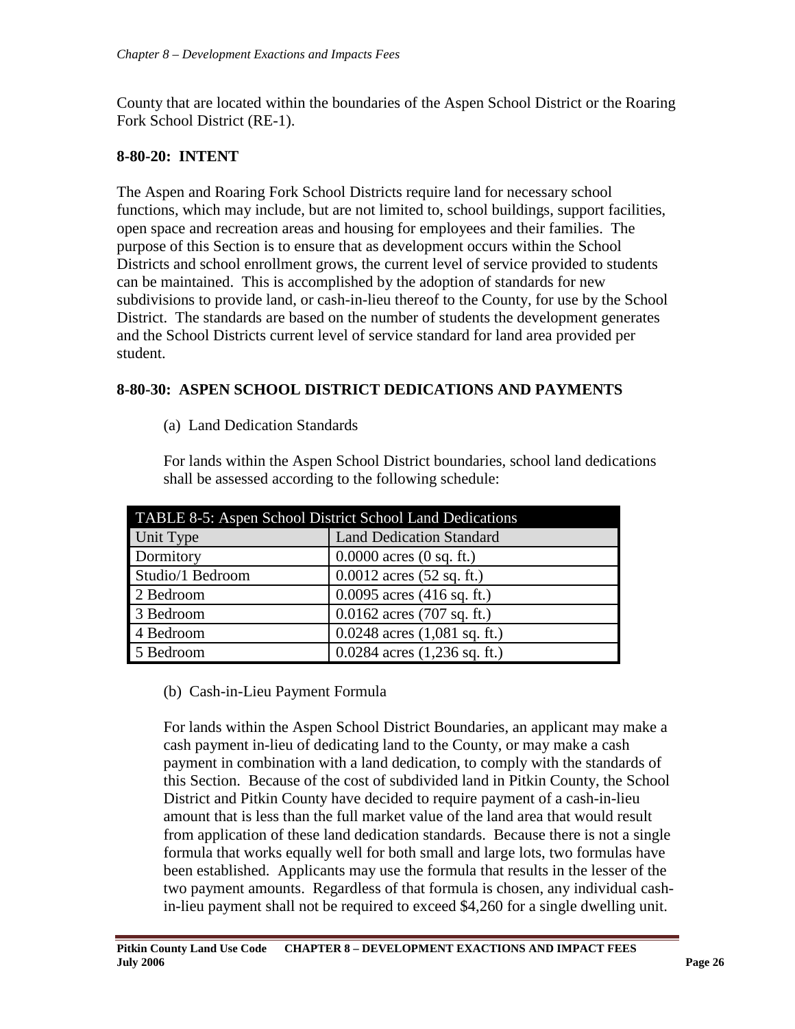County that are located within the boundaries of the Aspen School District or the Roaring Fork School District (RE-1).

### 8-80-20: INTENT

The Aspen and Roaring Fork School Districts require land for necessary school functions, which may include, but are not limited to, school buildings, support facilities, open space and recreation areas and housing for employees and their families. The purpose of this Section is to ensure that as development occurs within the School Districts and school enrollment grows, the current level of service provided to students can be maintained. This is accomplished by the adoption of standards for new subdivisions to provide land, or cash-in-lieu thereof to the County, for use by the School District. The standards are based on the number of students the development generates and the School Districts current level of service standard for land area provided per student.

### 8-80-30: ASPEN SCHOOL DISTRICT DEDICATIONS AND PAYMENTS

(a) Land Dedication Standards

For lands within the Aspen School District boundaries, school land dedications shall be assessed according to the following schedule:

| TABLE 8-5: Aspen School District School Land Dedications | |
|---|---|
| Unit Type | Land Dedication Standard |
| Dormitory | 0.0000 acres (0 sq. ft.) |
| Studio/1 Bedroom | 0.0012 acres (52 sq. ft.) |
| 2 Bedroom | 0.0095 acres (416 sq. ft.) |
| 3 Bedroom | 0.0162 acres (707 sq. ft.) |
| 4 Bedroom | 0.0248 acres (1,081 sq. ft.) |
| 5 Bedroom | 0.0284 acres (1,236 sq. ft.) |

(b) Cash-in-Lieu Payment Formula

For lands within the Aspen School District Boundaries, an applicant may make a cash payment in-lieu of dedicating land to the County, or may make a cash payment in combination with a land dedication, to comply with the standards of this Section. Because of the cost of subdivided land in Pitkin County, the School District and Pitkin County have decided to require payment of a cash-in-lieu amount that is less than the full market value of the land area that would result from application of these land dedication standards. Because there is not a single formula that works equally well for both small and large lots, two formulas have been established. Applicants may use the formula that results in the lesser of the two payment amounts. Regardless of that formula is chosen, any individual cash-in-lieu payment shall not be required to exceed $4,260 for a single dwelling unit.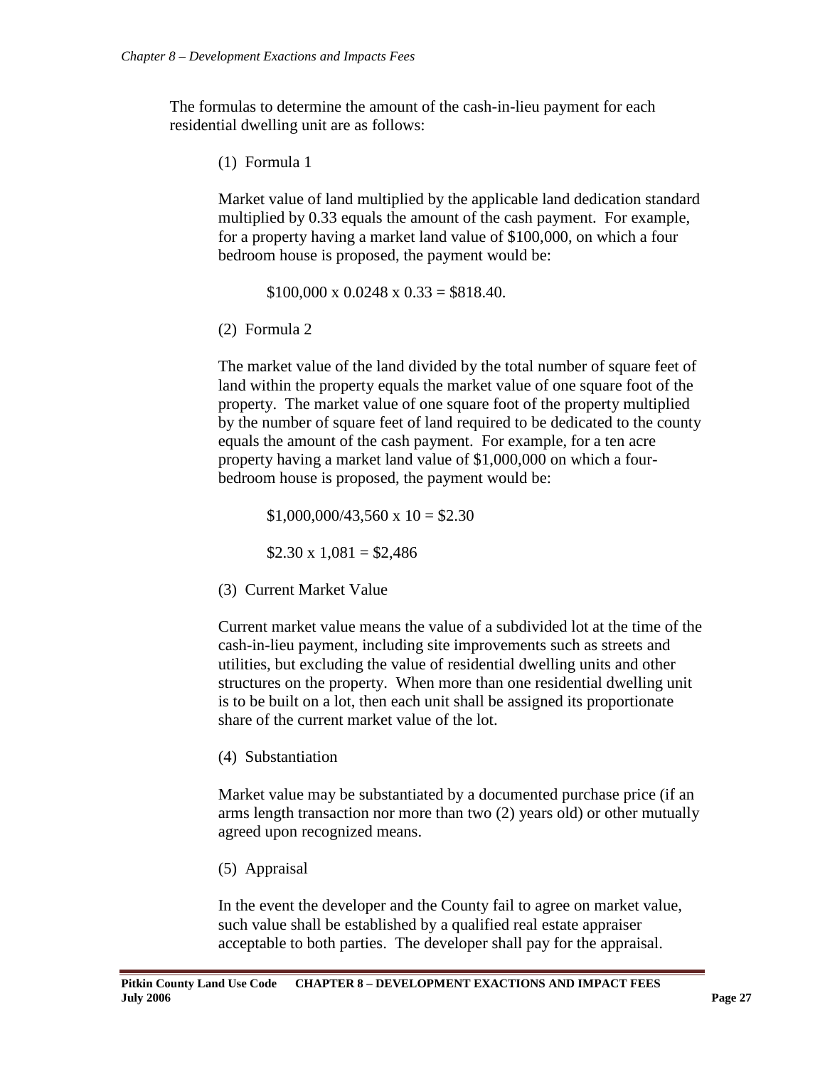The formulas to determine the amount of the cash-in-lieu payment for each residential dwelling unit are as follows:

(1) Formula 1

Market value of land multiplied by the applicable land dedication standard multiplied by 0.33 equals the amount of the cash payment. For example, for a property having a market land value of \$100,000, on which a four bedroom house is proposed, the payment would be:

$$\$100{,}000 \times 0.0248 \times 0.33 = \$818.40.$$

(2) Formula 2

The market value of the land divided by the total number of square feet of land within the property equals the market value of one square foot of the property. The market value of one square foot of the property multiplied by the number of square feet of land required to be dedicated to the county equals the amount of the cash payment. For example, for a ten acre property having a market land value of \$1,000,000 on which a four-bedroom house is proposed, the payment would be:

$$\$1{,}000{,}000/43{,}560 \times 10 = \$2.30$$

$$\$2.30 \times 1{,}081 = \$2{,}486$$

(3) Current Market Value

Current market value means the value of a subdivided lot at the time of the cash-in-lieu payment, including site improvements such as streets and utilities, but excluding the value of residential dwelling units and other structures on the property. When more than one residential dwelling unit is to be built on a lot, then each unit shall be assigned its proportionate share of the current market value of the lot.

(4) Substantiation

Market value may be substantiated by a documented purchase price (if an arms length transaction nor more than two (2) years old) or other mutually agreed upon recognized means.

(5) Appraisal

In the event the developer and the County fail to agree on market value, such value shall be established by a qualified real estate appraiser acceptable to both parties. The developer shall pay for the appraisal.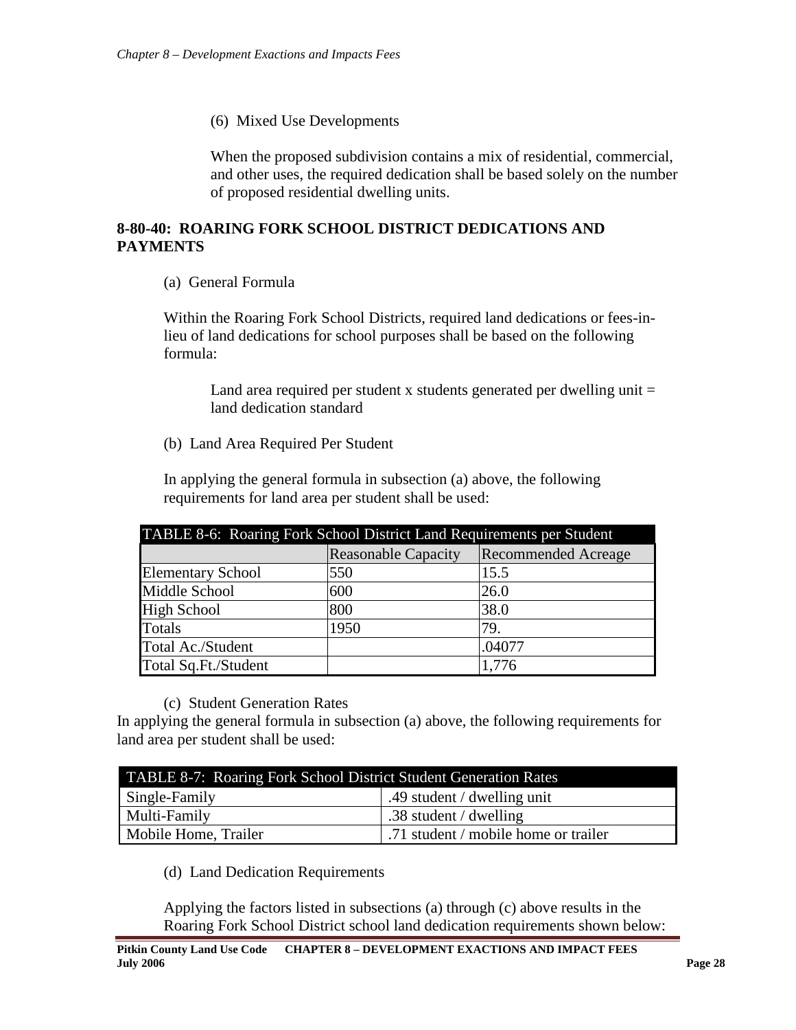(6) Mixed Use Developments

When the proposed subdivision contains a mix of residential, commercial, and other uses, the required dedication shall be based solely on the number of proposed residential dwelling units.

### 8-80-40: ROARING FORK SCHOOL DISTRICT DEDICATIONS AND PAYMENTS

(a) General Formula

Within the Roaring Fork School Districts, required land dedications or fees-in-lieu of land dedications for school purposes shall be based on the following formula:

Land area required per student x students generated per dwelling unit = land dedication standard

(b) Land Area Required Per Student

In applying the general formula in subsection (a) above, the following requirements for land area per student shall be used:

| TABLE 8-6: Roaring Fork School District Land Requirements per Student | | |
|---|---|---|
| | Reasonable Capacity | Recommended Acreage |
| Elementary School | 550 | 15.5 |
| Middle School | 600 | 26.0 |
| High School | 800 | 38.0 |
| Totals | 1950 | 79. |
| Total Ac./Student | | .04077 |
| Total Sq.Ft./Student | | 1,776 |

(c) Student Generation Rates

In applying the general formula in subsection (a) above, the following requirements for land area per student shall be used:

| TABLE 8-7: Roaring Fork School District Student Generation Rates | |
|---|---|
| Single-Family | .49 student / dwelling unit |
| Multi-Family | .38 student / dwelling |
| Mobile Home, Trailer | .71 student / mobile home or trailer |

(d) Land Dedication Requirements

Applying the factors listed in subsections (a) through (c) above results in the Roaring Fork School District school land dedication requirements shown below: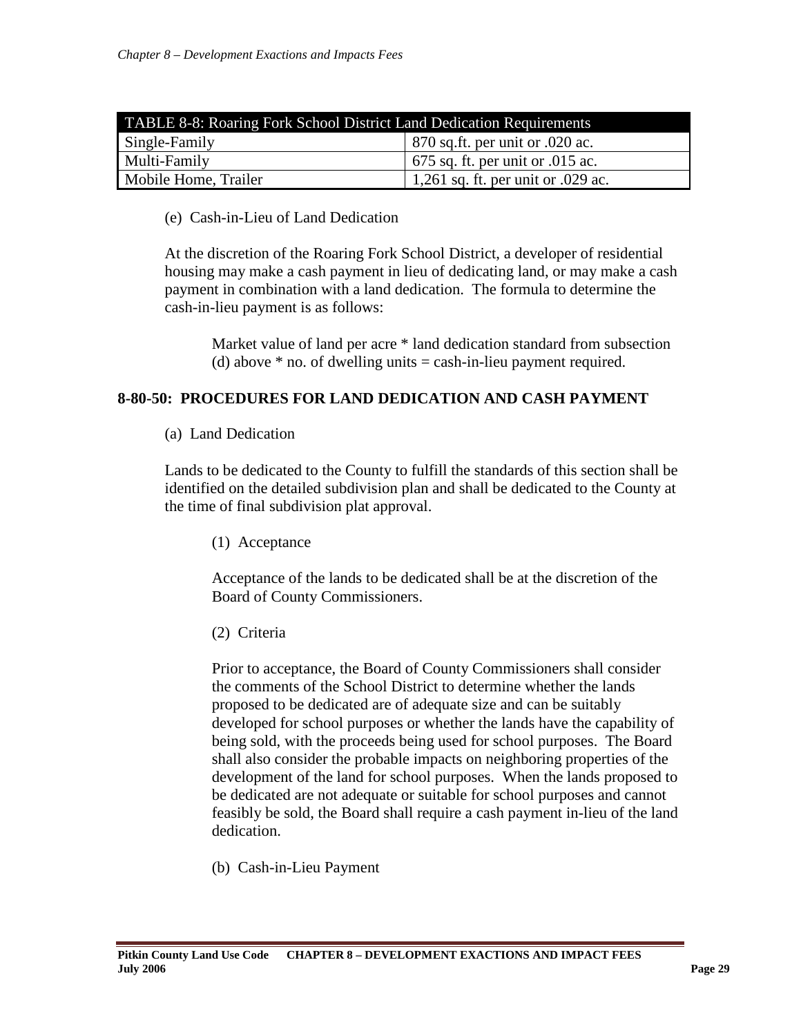| TABLE 8-8: Roaring Fork School District Land Dedication Requirements | |
|---|---|
| Single-Family | 870 sq.ft. per unit or .020 ac. |
| Multi-Family | 675 sq. ft. per unit or .015 ac. |
| Mobile Home, Trailer | 1,261 sq. ft. per unit or .029 ac. |

(e) Cash-in-Lieu of Land Dedication

At the discretion of the Roaring Fork School District, a developer of residential housing may make a cash payment in lieu of dedicating land, or may make a cash payment in combination with a land dedication. The formula to determine the cash-in-lieu payment is as follows:

> Market value of land per acre * land dedication standard from subsection (d) above * no. of dwelling units = cash-in-lieu payment required.

## 8-80-50: PROCEDURES FOR LAND DEDICATION AND CASH PAYMENT

(a) Land Dedication

Lands to be dedicated to the County to fulfill the standards of this section shall be identified on the detailed subdivision plan and shall be dedicated to the County at the time of final subdivision plat approval.

(1) Acceptance

Acceptance of the lands to be dedicated shall be at the discretion of the Board of County Commissioners.

(2) Criteria

Prior to acceptance, the Board of County Commissioners shall consider the comments of the School District to determine whether the lands proposed to be dedicated are of adequate size and can be suitably developed for school purposes or whether the lands have the capability of being sold, with the proceeds being used for school purposes. The Board shall also consider the probable impacts on neighboring properties of the development of the land for school purposes. When the lands proposed to be dedicated are not adequate or suitable for school purposes and cannot feasibly be sold, the Board shall require a cash payment in-lieu of the land dedication.

(b) Cash-in-Lieu Payment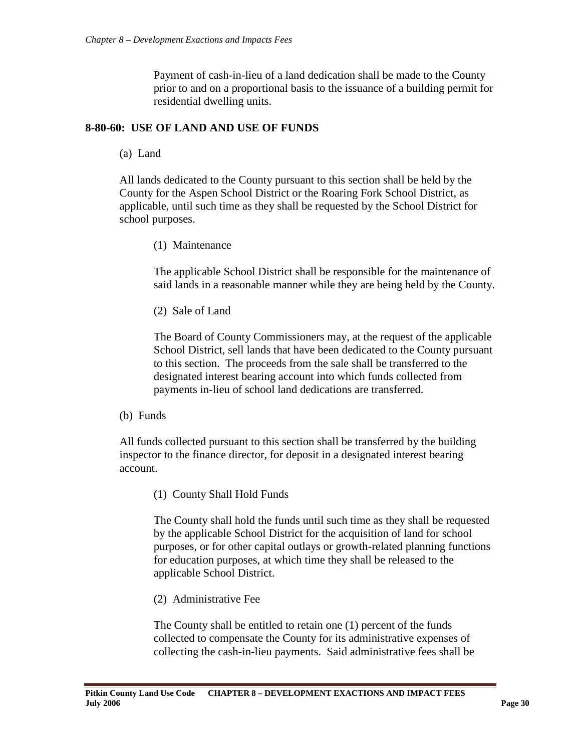Payment of cash-in-lieu of a land dedication shall be made to the County prior to and on a proportional basis to the issuance of a building permit for residential dwelling units.

## 8-80-60: USE OF LAND AND USE OF FUNDS

(a) Land

All lands dedicated to the County pursuant to this section shall be held by the County for the Aspen School District or the Roaring Fork School District, as applicable, until such time as they shall be requested by the School District for school purposes.

(1) Maintenance

The applicable School District shall be responsible for the maintenance of said lands in a reasonable manner while they are being held by the County.

(2) Sale of Land

The Board of County Commissioners may, at the request of the applicable School District, sell lands that have been dedicated to the County pursuant to this section. The proceeds from the sale shall be transferred to the designated interest bearing account into which funds collected from payments in-lieu of school land dedications are transferred.

(b) Funds

All funds collected pursuant to this section shall be transferred by the building inspector to the finance director, for deposit in a designated interest bearing account.

(1) County Shall Hold Funds

The County shall hold the funds until such time as they shall be requested by the applicable School District for the acquisition of land for school purposes, or for other capital outlays or growth-related planning functions for education purposes, at which time they shall be released to the applicable School District.

(2) Administrative Fee

The County shall be entitled to retain one (1) percent of the funds collected to compensate the County for its administrative expenses of collecting the cash-in-lieu payments. Said administrative fees shall be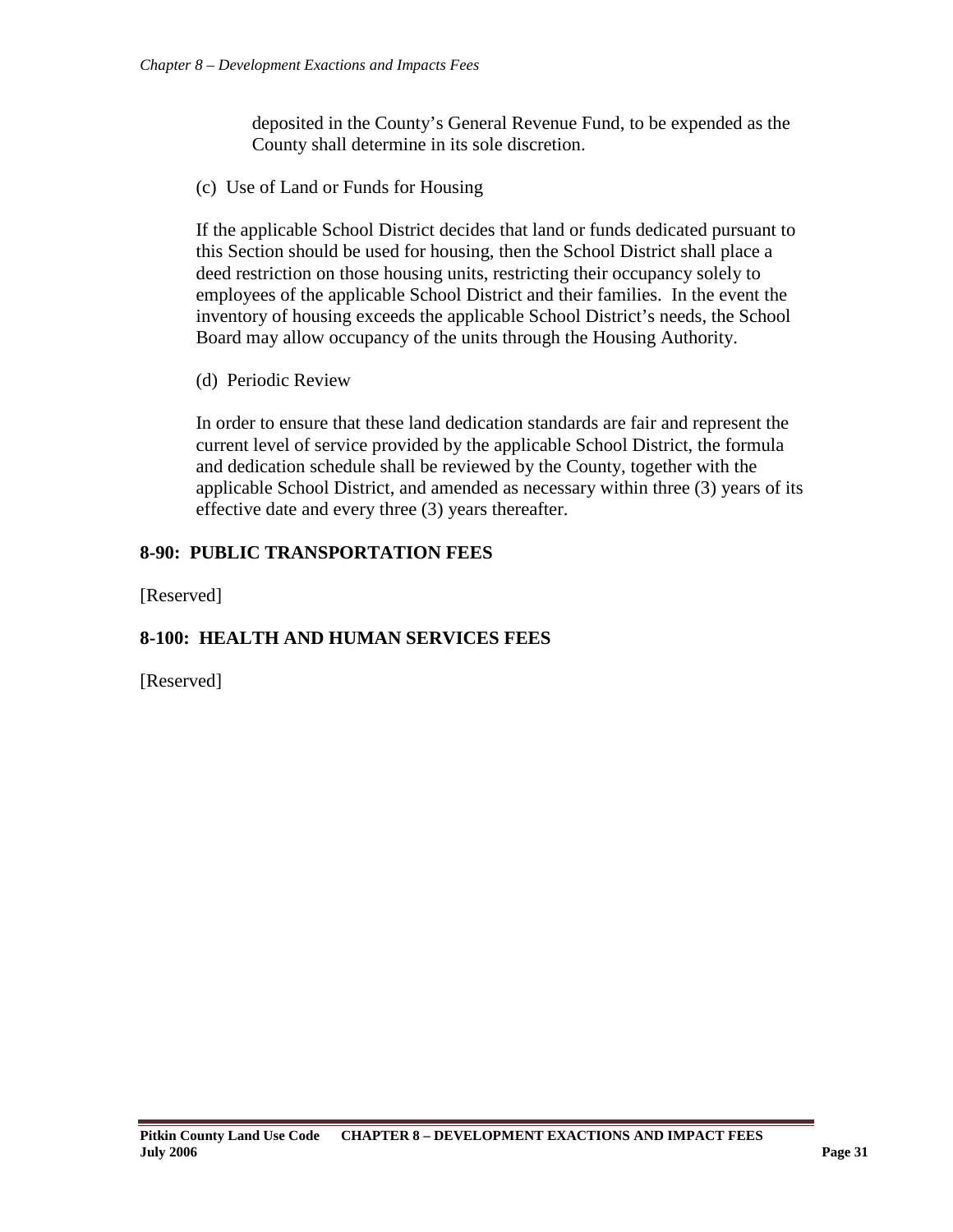deposited in the County's General Revenue Fund, to be expended as the County shall determine in its sole discretion.

(c) Use of Land or Funds for Housing

If the applicable School District decides that land or funds dedicated pursuant to this Section should be used for housing, then the School District shall place a deed restriction on those housing units, restricting their occupancy solely to employees of the applicable School District and their families. In the event the inventory of housing exceeds the applicable School District's needs, the School Board may allow occupancy of the units through the Housing Authority.

(d) Periodic Review

In order to ensure that these land dedication standards are fair and represent the current level of service provided by the applicable School District, the formula and dedication schedule shall be reviewed by the County, together with the applicable School District, and amended as necessary within three (3) years of its effective date and every three (3) years thereafter.

## 8-90: PUBLIC TRANSPORTATION FEES

[Reserved]

## 8-100: HEALTH AND HUMAN SERVICES FEES

[Reserved]